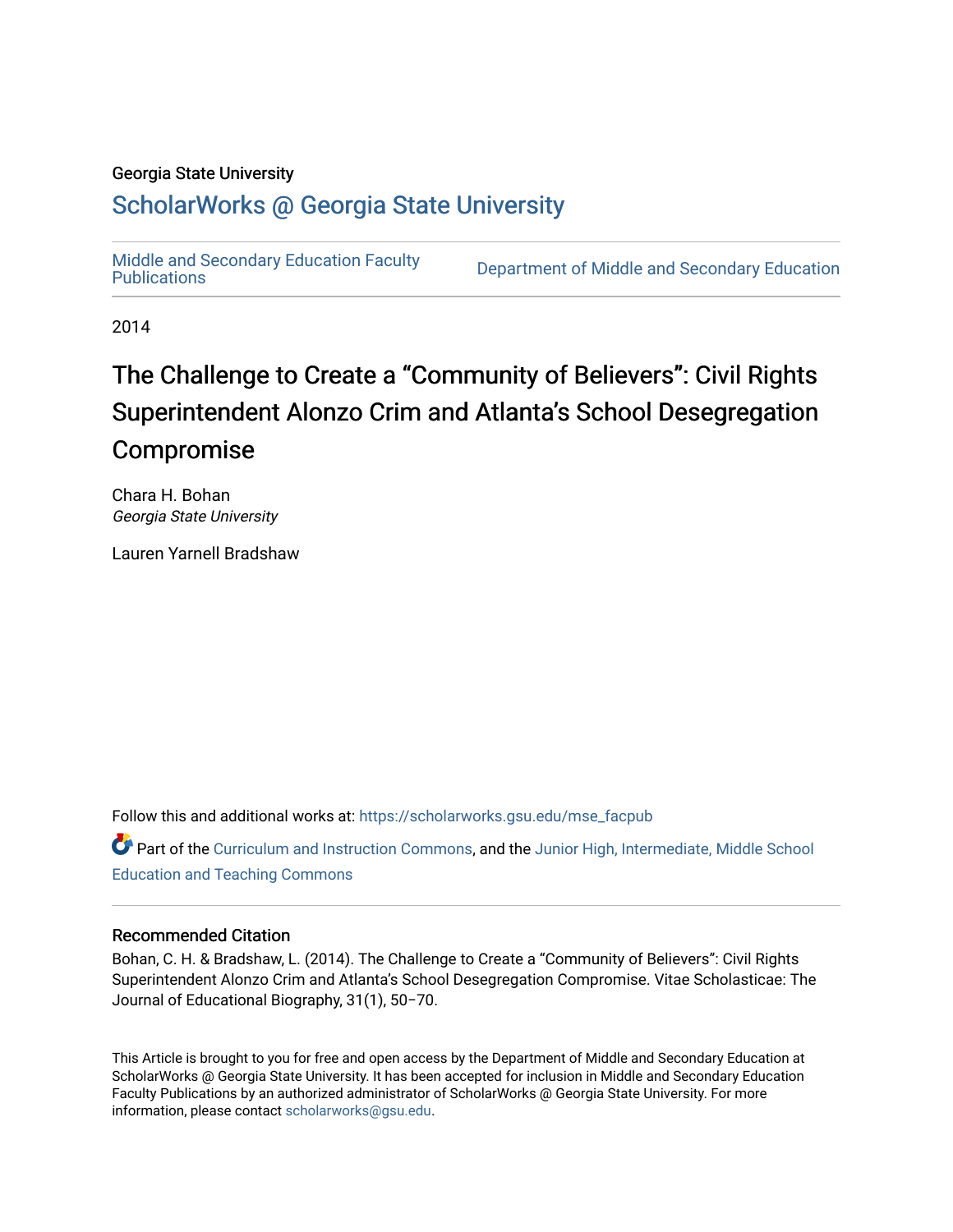Georgia State University

# ScholarWorks @ Georgia State University

Middle and Secondary Education Faculty Publications

Department of Middle and Secondary Education

2014

# The Challenge to Create a "Community of Believers": Civil Rights Superintendent Alonzo Crim and Atlanta's School Desegregation Compromise

Chara H. Bohan
*Georgia State University*

Lauren Yarnell Bradshaw

Follow this and additional works at: https://scholarworks.gsu.edu/mse_facpub

Part of the Curriculum and Instruction Commons, and the Junior High, Intermediate, Middle School Education and Teaching Commons

## Recommended Citation

Bohan, C. H. & Bradshaw, L. (2014). The Challenge to Create a "Community of Believers": Civil Rights Superintendent Alonzo Crim and Atlanta's School Desegregation Compromise. Vitae Scholasticae: The Journal of Educational Biography, 31(1), 50–70.

This Article is brought to you for free and open access by the Department of Middle and Secondary Education at ScholarWorks @ Georgia State University. It has been accepted for inclusion in Middle and Secondary Education Faculty Publications by an authorized administrator of ScholarWorks @ Georgia State University. For more information, please contact scholarworks@gsu.edu.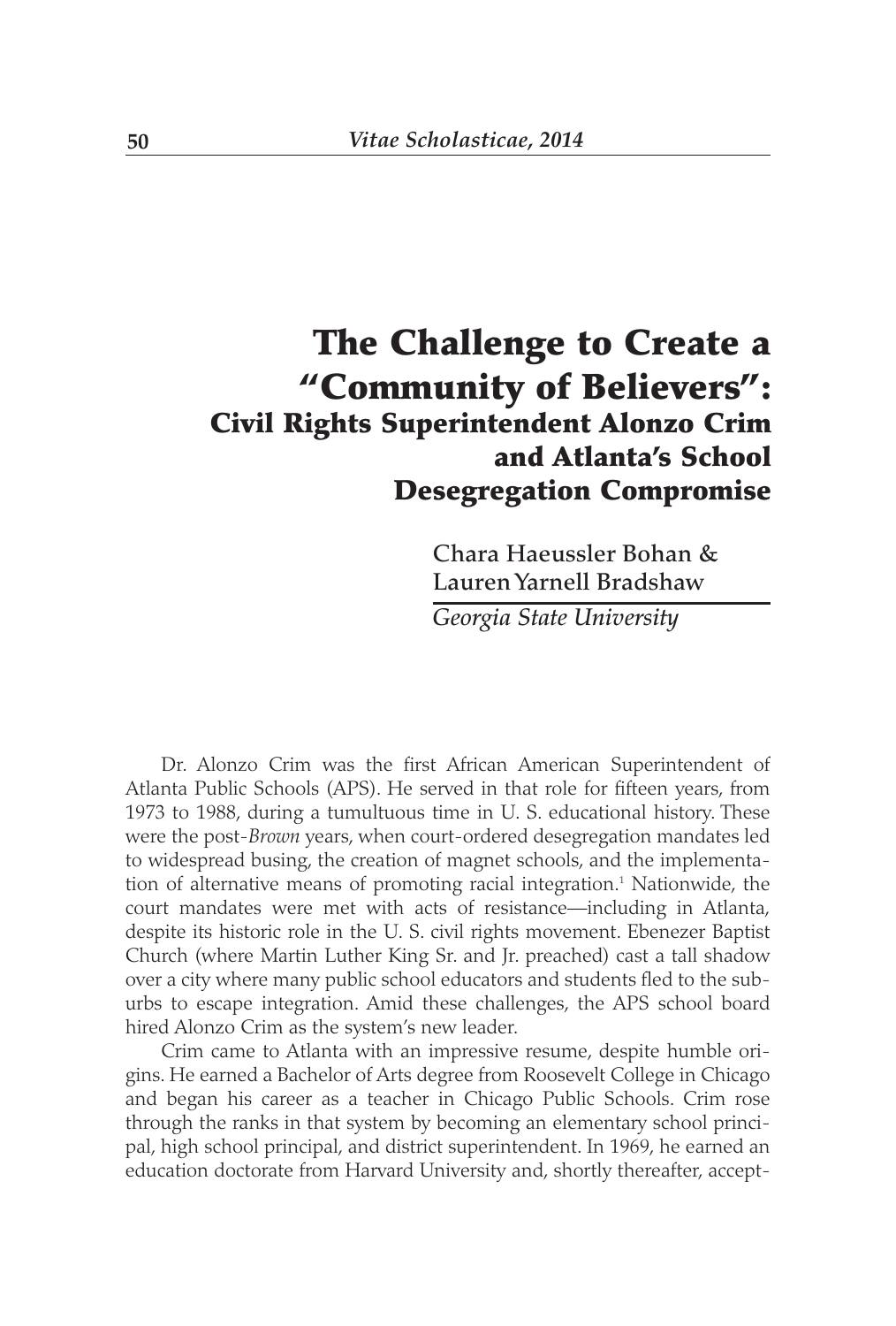# The Challenge to Create a "Community of Believers":

## Civil Rights Superintendent Alonzo Crim and Atlanta's School Desegregation Compromise

Chara Haeussler Bohan &
Lauren Yarnell Bradshaw

*Georgia State University*

Dr. Alonzo Crim was the first African American Superintendent of Atlanta Public Schools (APS). He served in that role for fifteen years, from 1973 to 1988, during a tumultuous time in U. S. educational history. These were the post-*Brown* years, when court-ordered desegregation mandates led to widespread busing, the creation of magnet schools, and the implementation of alternative means of promoting racial integration.[1] Nationwide, the court mandates were met with acts of resistance—including in Atlanta, despite its historic role in the U. S. civil rights movement. Ebenezer Baptist Church (where Martin Luther King Sr. and Jr. preached) cast a tall shadow over a city where many public school educators and students fled to the suburbs to escape integration. Amid these challenges, the APS school board hired Alonzo Crim as the system's new leader.

Crim came to Atlanta with an impressive resume, despite humble origins. He earned a Bachelor of Arts degree from Roosevelt College in Chicago and began his career as a teacher in Chicago Public Schools. Crim rose through the ranks in that system by becoming an elementary school principal, high school principal, and district superintendent. In 1969, he earned an education doctorate from Harvard University and, shortly thereafter, accept-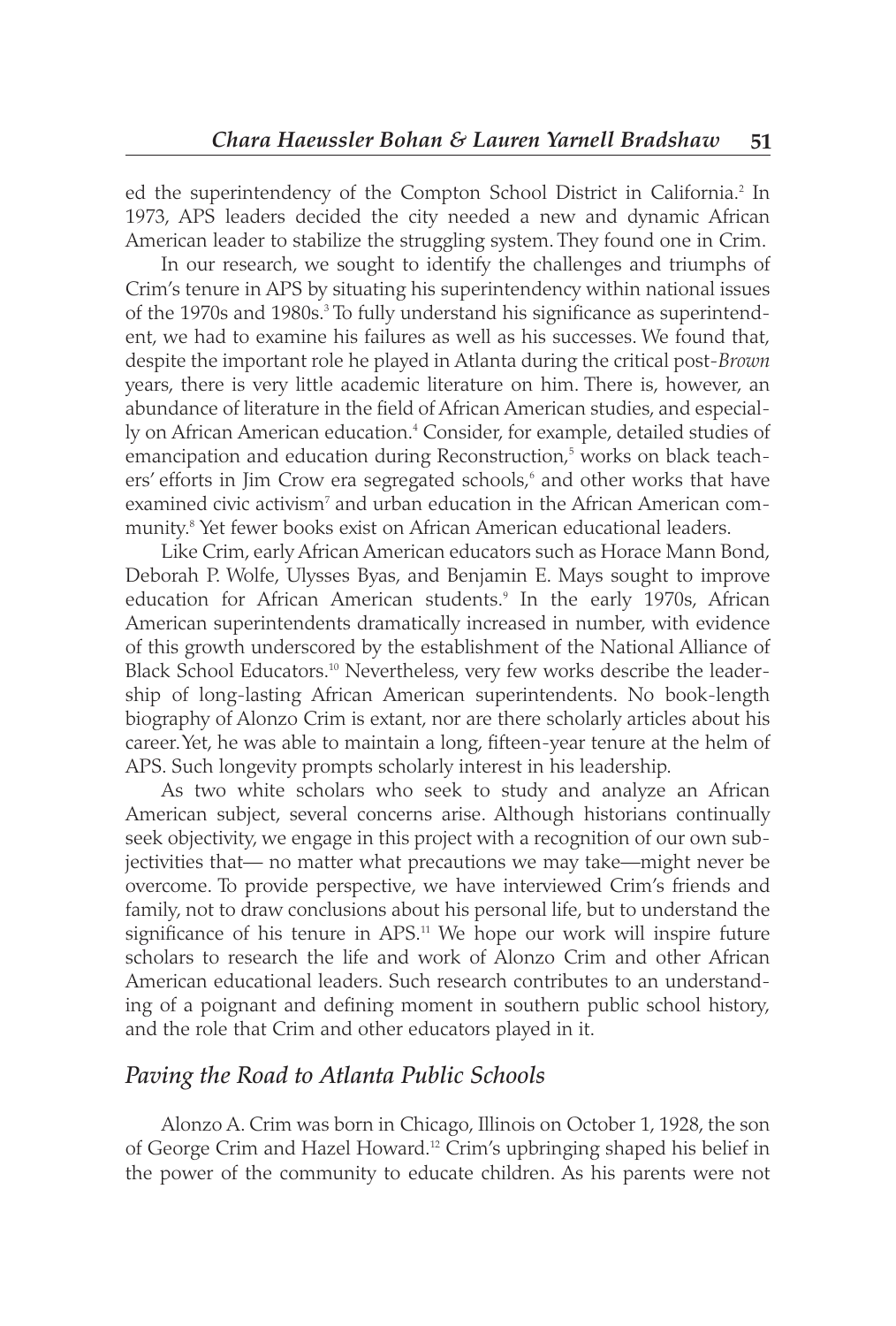ed the superintendency of the Compton School District in California.[2] In 1973, APS leaders decided the city needed a new and dynamic African American leader to stabilize the struggling system. They found one in Crim.

In our research, we sought to identify the challenges and triumphs of Crim's tenure in APS by situating his superintendency within national issues of the 1970s and 1980s.[3] To fully understand his significance as superintendent, we had to examine his failures as well as his successes. We found that, despite the important role he played in Atlanta during the critical post-*Brown* years, there is very little academic literature on him. There is, however, an abundance of literature in the field of African American studies, and especially on African American education.[4] Consider, for example, detailed studies of emancipation and education during Reconstruction,[5] works on black teachers' efforts in Jim Crow era segregated schools,[6] and other works that have examined civic activism[7] and urban education in the African American community.[8] Yet fewer books exist on African American educational leaders.

Like Crim, early African American educators such as Horace Mann Bond, Deborah P. Wolfe, Ulysses Byas, and Benjamin E. Mays sought to improve education for African American students.[9] In the early 1970s, African American superintendents dramatically increased in number, with evidence of this growth underscored by the establishment of the National Alliance of Black School Educators.[10] Nevertheless, very few works describe the leadership of long-lasting African American superintendents. No book-length biography of Alonzo Crim is extant, nor are there scholarly articles about his career. Yet, he was able to maintain a long, fifteen-year tenure at the helm of APS. Such longevity prompts scholarly interest in his leadership.

As two white scholars who seek to study and analyze an African American subject, several concerns arise. Although historians continually seek objectivity, we engage in this project with a recognition of our own subjectivities that— no matter what precautions we may take—might never be overcome. To provide perspective, we have interviewed Crim's friends and family, not to draw conclusions about his personal life, but to understand the significance of his tenure in APS.[11] We hope our work will inspire future scholars to research the life and work of Alonzo Crim and other African American educational leaders. Such research contributes to an understanding of a poignant and defining moment in southern public school history, and the role that Crim and other educators played in it.

## *Paving the Road to Atlanta Public Schools*

Alonzo A. Crim was born in Chicago, Illinois on October 1, 1928, the son of George Crim and Hazel Howard.[12] Crim's upbringing shaped his belief in the power of the community to educate children. As his parents were not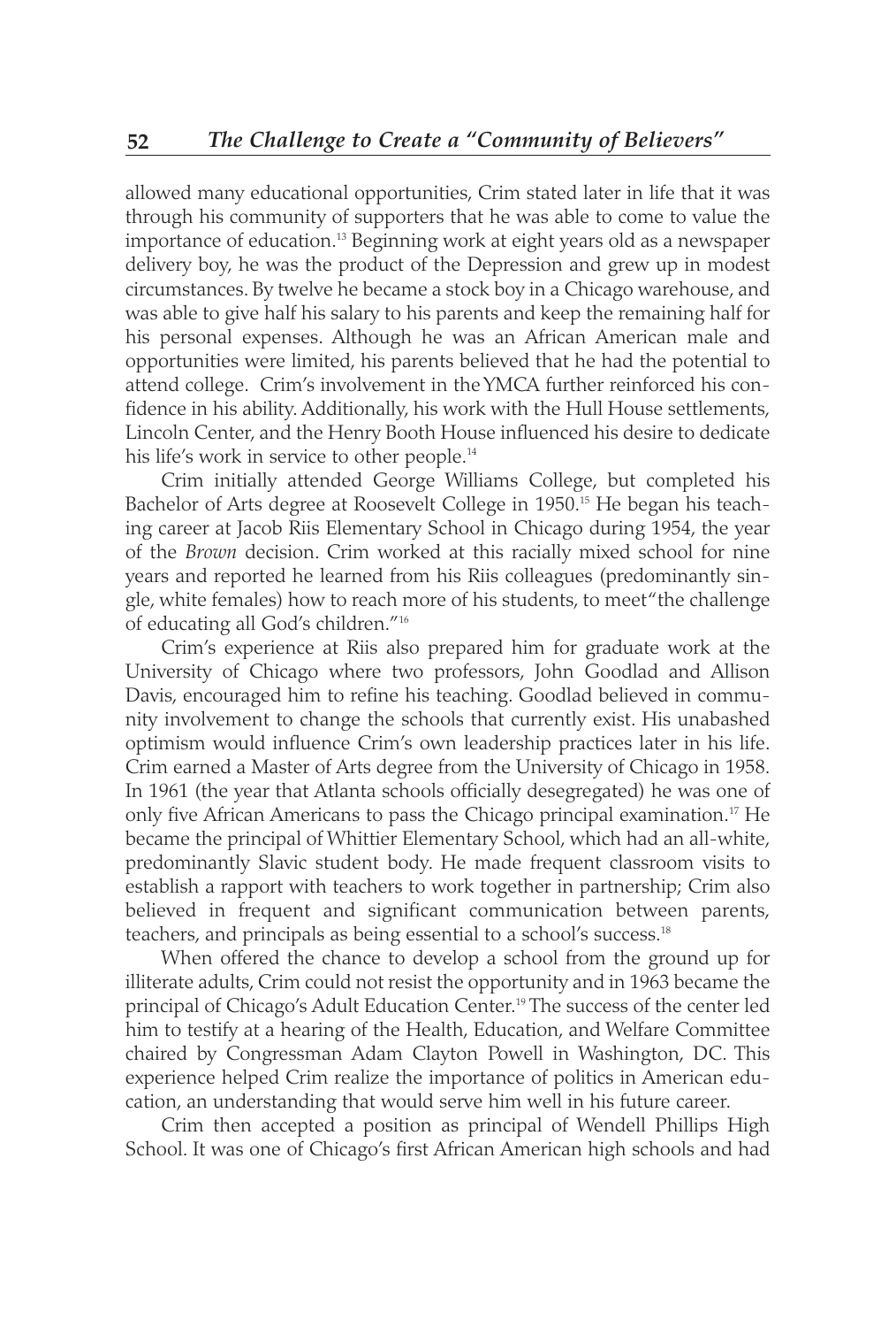allowed many educational opportunities, Crim stated later in life that it was through his community of supporters that he was able to come to value the importance of education.[13] Beginning work at eight years old as a newspaper delivery boy, he was the product of the Depression and grew up in modest circumstances. By twelve he became a stock boy in a Chicago warehouse, and was able to give half his salary to his parents and keep the remaining half for his personal expenses. Although he was an African American male and opportunities were limited, his parents believed that he had the potential to attend college. Crim's involvement in the YMCA further reinforced his confidence in his ability. Additionally, his work with the Hull House settlements, Lincoln Center, and the Henry Booth House influenced his desire to dedicate his life's work in service to other people.[14]

Crim initially attended George Williams College, but completed his Bachelor of Arts degree at Roosevelt College in 1950.[15] He began his teaching career at Jacob Riis Elementary School in Chicago during 1954, the year of the *Brown* decision. Crim worked at this racially mixed school for nine years and reported he learned from his Riis colleagues (predominantly single, white females) how to reach more of his students, to meet "the challenge of educating all God's children."[16]

Crim's experience at Riis also prepared him for graduate work at the University of Chicago where two professors, John Goodlad and Allison Davis, encouraged him to refine his teaching. Goodlad believed in community involvement to change the schools that currently exist. His unabashed optimism would influence Crim's own leadership practices later in his life. Crim earned a Master of Arts degree from the University of Chicago in 1958. In 1961 (the year that Atlanta schools officially desegregated) he was one of only five African Americans to pass the Chicago principal examination.[17] He became the principal of Whittier Elementary School, which had an all-white, predominantly Slavic student body. He made frequent classroom visits to establish a rapport with teachers to work together in partnership; Crim also believed in frequent and significant communication between parents, teachers, and principals as being essential to a school's success.[18]

When offered the chance to develop a school from the ground up for illiterate adults, Crim could not resist the opportunity and in 1963 became the principal of Chicago's Adult Education Center.[19] The success of the center led him to testify at a hearing of the Health, Education, and Welfare Committee chaired by Congressman Adam Clayton Powell in Washington, DC. This experience helped Crim realize the importance of politics in American education, an understanding that would serve him well in his future career.

Crim then accepted a position as principal of Wendell Phillips High School. It was one of Chicago's first African American high schools and had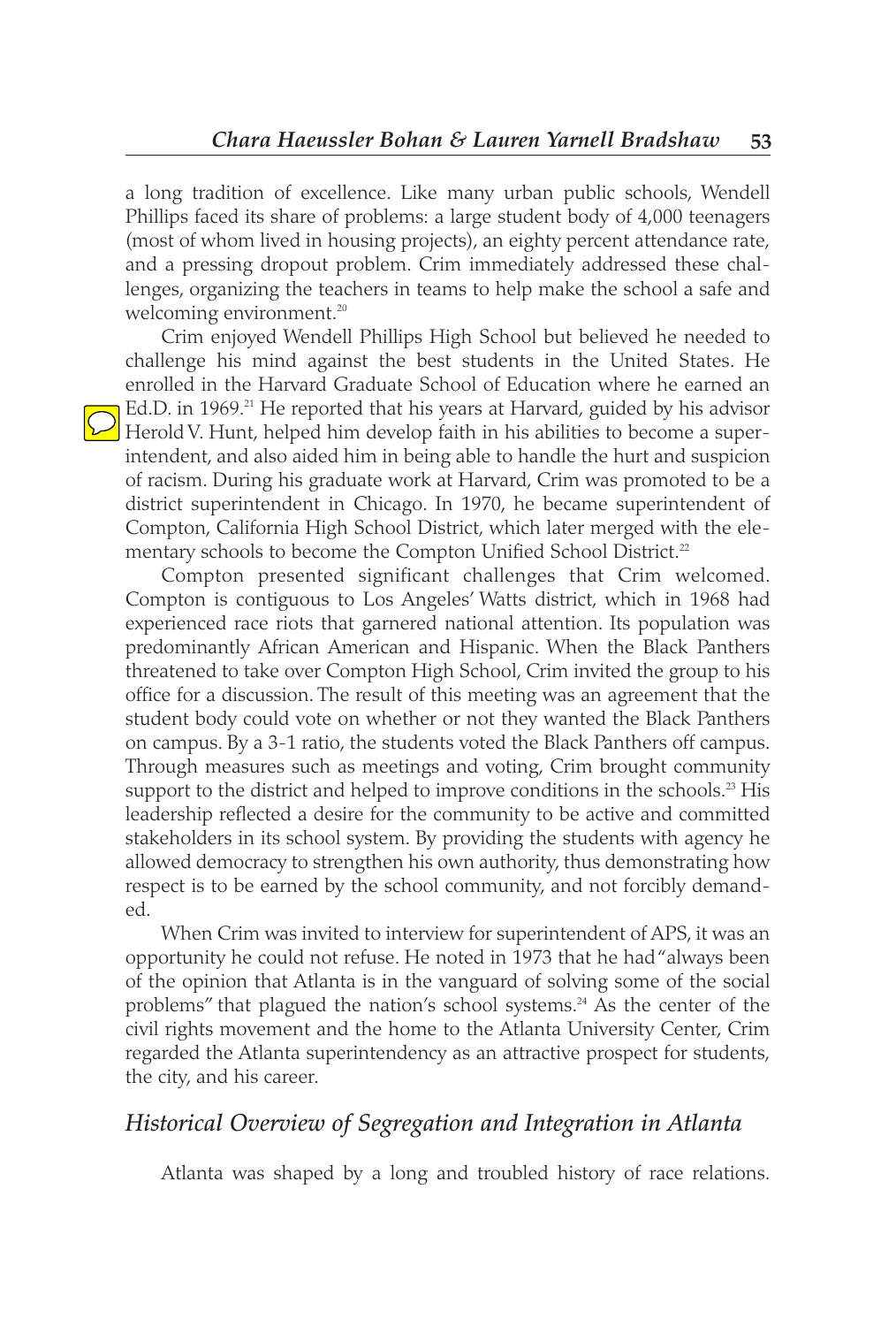a long tradition of excellence. Like many urban public schools, Wendell Phillips faced its share of problems: a large student body of 4,000 teenagers (most of whom lived in housing projects), an eighty percent attendance rate, and a pressing dropout problem. Crim immediately addressed these challenges, organizing the teachers in teams to help make the school a safe and welcoming environment.[20]

Crim enjoyed Wendell Phillips High School but believed he needed to challenge his mind against the best students in the United States. He enrolled in the Harvard Graduate School of Education where he earned an Ed.D. in 1969.[21] He reported that his years at Harvard, guided by his advisor Herold V. Hunt, helped him develop faith in his abilities to become a superintendent, and also aided him in being able to handle the hurt and suspicion of racism. During his graduate work at Harvard, Crim was promoted to be a district superintendent in Chicago. In 1970, he became superintendent of Compton, California High School District, which later merged with the elementary schools to become the Compton Unified School District.[22]

Compton presented significant challenges that Crim welcomed. Compton is contiguous to Los Angeles' Watts district, which in 1968 had experienced race riots that garnered national attention. Its population was predominantly African American and Hispanic. When the Black Panthers threatened to take over Compton High School, Crim invited the group to his office for a discussion. The result of this meeting was an agreement that the student body could vote on whether or not they wanted the Black Panthers on campus. By a 3-1 ratio, the students voted the Black Panthers off campus. Through measures such as meetings and voting, Crim brought community support to the district and helped to improve conditions in the schools.[23] His leadership reflected a desire for the community to be active and committed stakeholders in its school system. By providing the students with agency he allowed democracy to strengthen his own authority, thus demonstrating how respect is to be earned by the school community, and not forcibly demanded.

When Crim was invited to interview for superintendent of APS, it was an opportunity he could not refuse. He noted in 1973 that he had "always been of the opinion that Atlanta is in the vanguard of solving some of the social problems" that plagued the nation's school systems.[24] As the center of the civil rights movement and the home to the Atlanta University Center, Crim regarded the Atlanta superintendency as an attractive prospect for students, the city, and his career.

## *Historical Overview of Segregation and Integration in Atlanta*

Atlanta was shaped by a long and troubled history of race relations.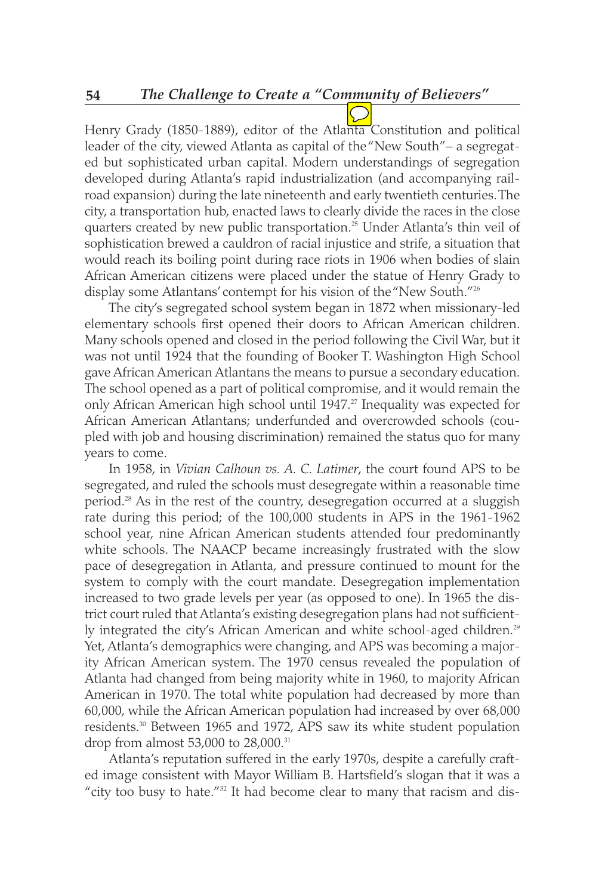Henry Grady (1850-1889), editor of the Atlanta Constitution and political leader of the city, viewed Atlanta as capital of the "New South"– a segregated but sophisticated urban capital. Modern understandings of segregation developed during Atlanta's rapid industrialization (and accompanying railroad expansion) during the late nineteenth and early twentieth centuries. The city, a transportation hub, enacted laws to clearly divide the races in the close quarters created by new public transportation.[25] Under Atlanta's thin veil of sophistication brewed a cauldron of racial injustice and strife, a situation that would reach its boiling point during race riots in 1906 when bodies of slain African American citizens were placed under the statue of Henry Grady to display some Atlantans' contempt for his vision of the "New South."[26]

The city's segregated school system began in 1872 when missionary-led elementary schools first opened their doors to African American children. Many schools opened and closed in the period following the Civil War, but it was not until 1924 that the founding of Booker T. Washington High School gave African American Atlantans the means to pursue a secondary education. The school opened as a part of political compromise, and it would remain the only African American high school until 1947.[27] Inequality was expected for African American Atlantans; underfunded and overcrowded schools (coupled with job and housing discrimination) remained the status quo for many years to come.

In 1958, in *Vivian Calhoun vs. A. C. Latimer*, the court found APS to be segregated, and ruled the schools must desegregate within a reasonable time period.[28] As in the rest of the country, desegregation occurred at a sluggish rate during this period; of the 100,000 students in APS in the 1961-1962 school year, nine African American students attended four predominantly white schools. The NAACP became increasingly frustrated with the slow pace of desegregation in Atlanta, and pressure continued to mount for the system to comply with the court mandate. Desegregation implementation increased to two grade levels per year (as opposed to one). In 1965 the district court ruled that Atlanta's existing desegregation plans had not sufficiently integrated the city's African American and white school-aged children.[29] Yet, Atlanta's demographics were changing, and APS was becoming a majority African American system. The 1970 census revealed the population of Atlanta had changed from being majority white in 1960, to majority African American in 1970. The total white population had decreased by more than 60,000, while the African American population had increased by over 68,000 residents.[30] Between 1965 and 1972, APS saw its white student population drop from almost 53,000 to 28,000.[31]

Atlanta's reputation suffered in the early 1970s, despite a carefully crafted image consistent with Mayor William B. Hartsfield's slogan that it was a "city too busy to hate."[32] It had become clear to many that racism and dis-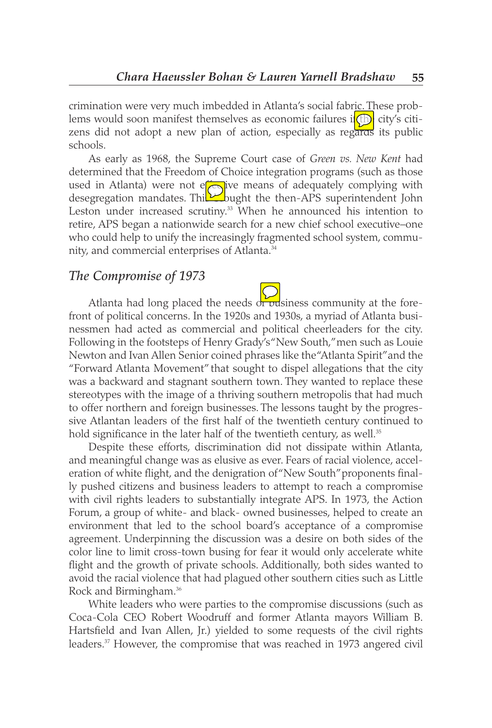crimination were very much imbedded in Atlanta's social fabric. These problems would soon manifest themselves as economic failures if the city's citizens did not adopt a new plan of action, especially as regards its public schools.

As early as 1968, the Supreme Court case of *Green vs. New Kent* had determined that the Freedom of Choice integration programs (such as those used in Atlanta) were not effective means of adequately complying with desegregation mandates. This brought the then-APS superintendent John Leston under increased scrutiny.[33] When he announced his intention to retire, APS began a nationwide search for a new chief school executive–one who could help to unify the increasingly fragmented school system, community, and commercial enterprises of Atlanta.[34]

## *The Compromise of 1973*

Atlanta had long placed the needs of business community at the forefront of political concerns. In the 1920s and 1930s, a myriad of Atlanta businessmen had acted as commercial and political cheerleaders for the city. Following in the footsteps of Henry Grady's "New South," men such as Louie Newton and Ivan Allen Senior coined phrases like the "Atlanta Spirit" and the "Forward Atlanta Movement" that sought to dispel allegations that the city was a backward and stagnant southern town. They wanted to replace these stereotypes with the image of a thriving southern metropolis that had much to offer northern and foreign businesses. The lessons taught by the progressive Atlantan leaders of the first half of the twentieth century continued to hold significance in the later half of the twentieth century, as well.[35]

Despite these efforts, discrimination did not dissipate within Atlanta, and meaningful change was as elusive as ever. Fears of racial violence, acceleration of white flight, and the denigration of "New South" proponents finally pushed citizens and business leaders to attempt to reach a compromise with civil rights leaders to substantially integrate APS. In 1973, the Action Forum, a group of white- and black- owned businesses, helped to create an environment that led to the school board's acceptance of a compromise agreement. Underpinning the discussion was a desire on both sides of the color line to limit cross-town busing for fear it would only accelerate white flight and the growth of private schools. Additionally, both sides wanted to avoid the racial violence that had plagued other southern cities such as Little Rock and Birmingham.[36]

White leaders who were parties to the compromise discussions (such as Coca-Cola CEO Robert Woodruff and former Atlanta mayors William B. Hartsfield and Ivan Allen, Jr.) yielded to some requests of the civil rights leaders.[37] However, the compromise that was reached in 1973 angered civil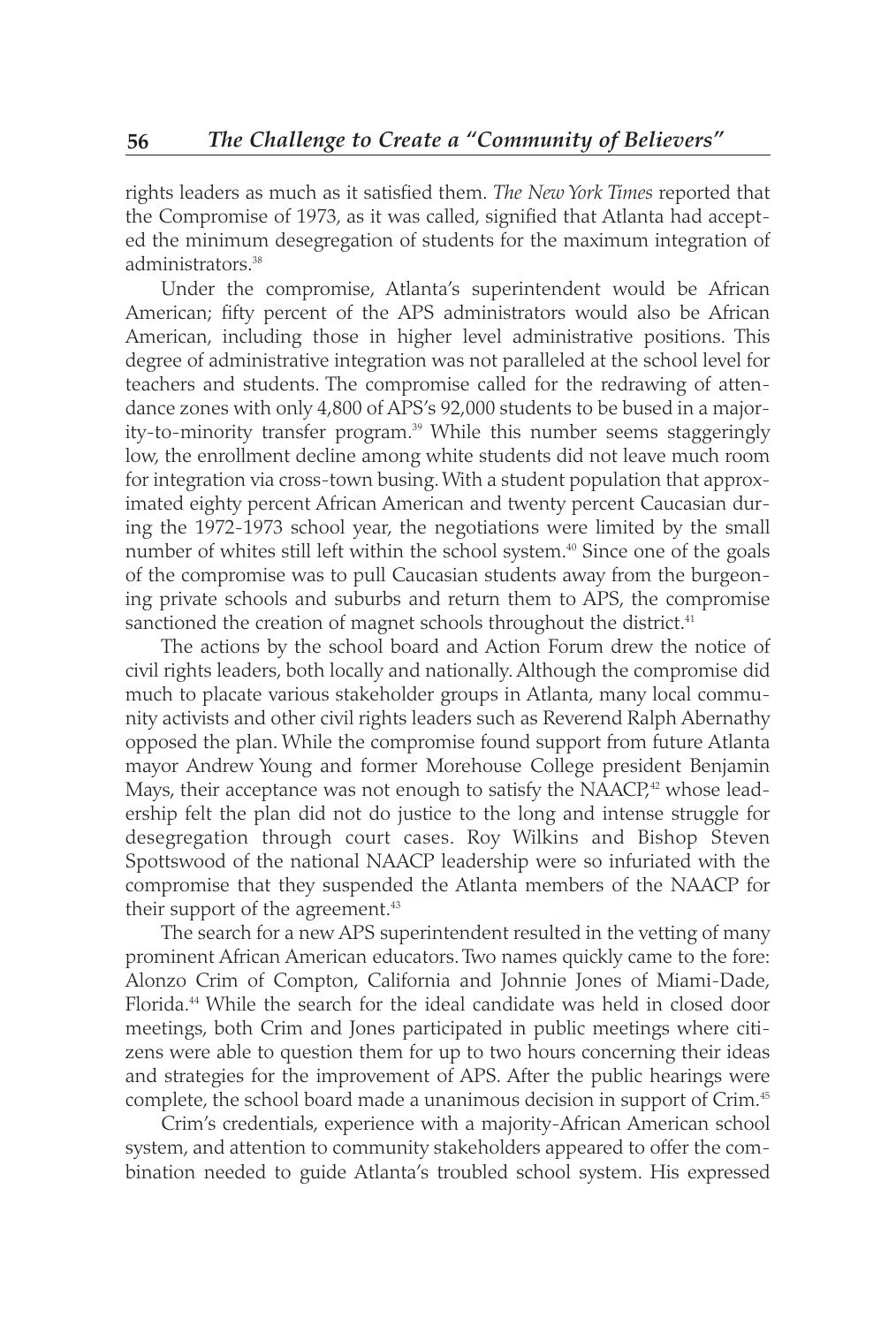rights leaders as much as it satisfied them. *The New York Times* reported that the Compromise of 1973, as it was called, signified that Atlanta had accepted the minimum desegregation of students for the maximum integration of administrators.[38]

Under the compromise, Atlanta's superintendent would be African American; fifty percent of the APS administrators would also be African American, including those in higher level administrative positions. This degree of administrative integration was not paralleled at the school level for teachers and students. The compromise called for the redrawing of attendance zones with only 4,800 of APS's 92,000 students to be bused in a majority-to-minority transfer program.[39] While this number seems staggeringly low, the enrollment decline among white students did not leave much room for integration via cross-town busing. With a student population that approximated eighty percent African American and twenty percent Caucasian during the 1972-1973 school year, the negotiations were limited by the small number of whites still left within the school system.[40] Since one of the goals of the compromise was to pull Caucasian students away from the burgeoning private schools and suburbs and return them to APS, the compromise sanctioned the creation of magnet schools throughout the district.[41]

The actions by the school board and Action Forum drew the notice of civil rights leaders, both locally and nationally. Although the compromise did much to placate various stakeholder groups in Atlanta, many local community activists and other civil rights leaders such as Reverend Ralph Abernathy opposed the plan. While the compromise found support from future Atlanta mayor Andrew Young and former Morehouse College president Benjamin Mays, their acceptance was not enough to satisfy the NAACP,[42] whose leadership felt the plan did not do justice to the long and intense struggle for desegregation through court cases. Roy Wilkins and Bishop Steven Spottswood of the national NAACP leadership were so infuriated with the compromise that they suspended the Atlanta members of the NAACP for their support of the agreement.[43]

The search for a new APS superintendent resulted in the vetting of many prominent African American educators. Two names quickly came to the fore: Alonzo Crim of Compton, California and Johnnie Jones of Miami-Dade, Florida.[44] While the search for the ideal candidate was held in closed door meetings, both Crim and Jones participated in public meetings where citizens were able to question them for up to two hours concerning their ideas and strategies for the improvement of APS. After the public hearings were complete, the school board made a unanimous decision in support of Crim.[45]

Crim's credentials, experience with a majority-African American school system, and attention to community stakeholders appeared to offer the combination needed to guide Atlanta's troubled school system. His expressed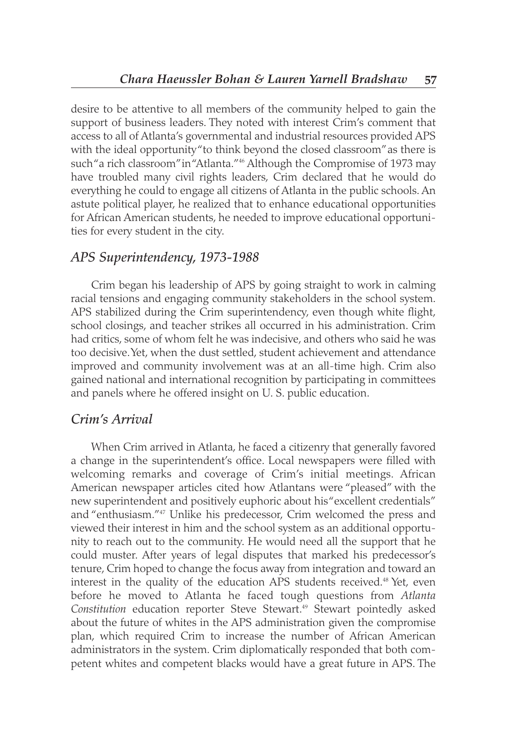desire to be attentive to all members of the community helped to gain the support of business leaders. They noted with interest Crim's comment that access to all of Atlanta's governmental and industrial resources provided APS with the ideal opportunity "to think beyond the closed classroom" as there is such "a rich classroom" in "Atlanta."[46] Although the Compromise of 1973 may have troubled many civil rights leaders, Crim declared that he would do everything he could to engage all citizens of Atlanta in the public schools. An astute political player, he realized that to enhance educational opportunities for African American students, he needed to improve educational opportunities for every student in the city.

## *APS Superintendency, 1973-1988*

Crim began his leadership of APS by going straight to work in calming racial tensions and engaging community stakeholders in the school system. APS stabilized during the Crim superintendency, even though white flight, school closings, and teacher strikes all occurred in his administration. Crim had critics, some of whom felt he was indecisive, and others who said he was too decisive. Yet, when the dust settled, student achievement and attendance improved and community involvement was at an all-time high. Crim also gained national and international recognition by participating in committees and panels where he offered insight on U. S. public education.

## *Crim's Arrival*

When Crim arrived in Atlanta, he faced a citizenry that generally favored a change in the superintendent's office. Local newspapers were filled with welcoming remarks and coverage of Crim's initial meetings. African American newspaper articles cited how Atlantans were "pleased" with the new superintendent and positively euphoric about his "excellent credentials" and "enthusiasm."[47] Unlike his predecessor, Crim welcomed the press and viewed their interest in him and the school system as an additional opportunity to reach out to the community. He would need all the support that he could muster. After years of legal disputes that marked his predecessor's tenure, Crim hoped to change the focus away from integration and toward an interest in the quality of the education APS students received.[48] Yet, even before he moved to Atlanta he faced tough questions from *Atlanta Constitution* education reporter Steve Stewart.[49] Stewart pointedly asked about the future of whites in the APS administration given the compromise plan, which required Crim to increase the number of African American administrators in the system. Crim diplomatically responded that both competent whites and competent blacks would have a great future in APS. The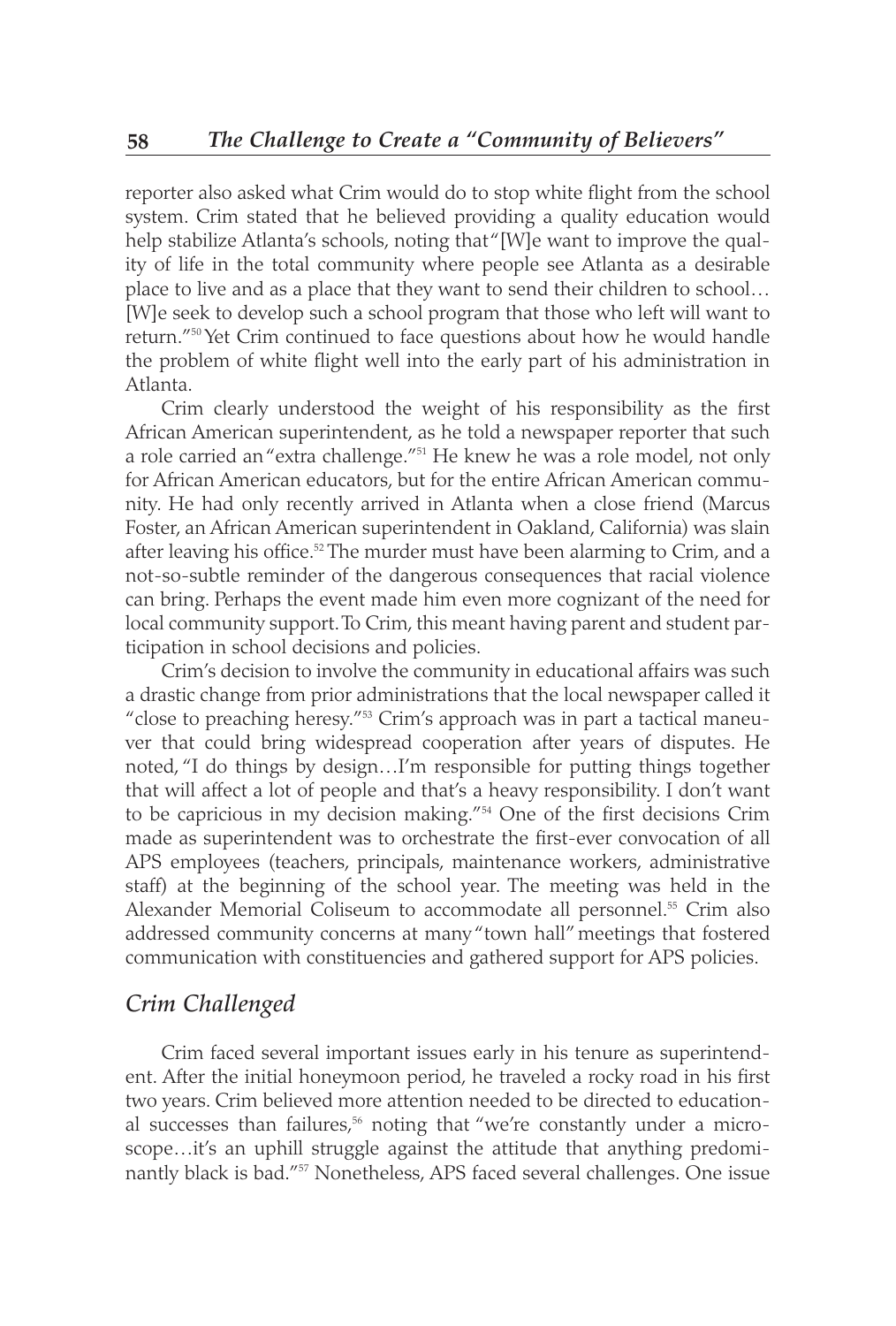reporter also asked what Crim would do to stop white flight from the school system. Crim stated that he believed providing a quality education would help stabilize Atlanta's schools, noting that "[W]e want to improve the quality of life in the total community where people see Atlanta as a desirable place to live and as a place that they want to send their children to school…[W]e seek to develop such a school program that those who left will want to return."[50] Yet Crim continued to face questions about how he would handle the problem of white flight well into the early part of his administration in Atlanta.

Crim clearly understood the weight of his responsibility as the first African American superintendent, as he told a newspaper reporter that such a role carried an "extra challenge."[51] He knew he was a role model, not only for African American educators, but for the entire African American community. He had only recently arrived in Atlanta when a close friend (Marcus Foster, an African American superintendent in Oakland, California) was slain after leaving his office.[52] The murder must have been alarming to Crim, and a not-so-subtle reminder of the dangerous consequences that racial violence can bring. Perhaps the event made him even more cognizant of the need for local community support. To Crim, this meant having parent and student participation in school decisions and policies.

Crim's decision to involve the community in educational affairs was such a drastic change from prior administrations that the local newspaper called it "close to preaching heresy."[53] Crim's approach was in part a tactical maneuver that could bring widespread cooperation after years of disputes. He noted, "I do things by design…I'm responsible for putting things together that will affect a lot of people and that's a heavy responsibility. I don't want to be capricious in my decision making."[54] One of the first decisions Crim made as superintendent was to orchestrate the first-ever convocation of all APS employees (teachers, principals, maintenance workers, administrative staff) at the beginning of the school year. The meeting was held in the Alexander Memorial Coliseum to accommodate all personnel.[55] Crim also addressed community concerns at many "town hall" meetings that fostered communication with constituencies and gathered support for APS policies.

## *Crim Challenged*

Crim faced several important issues early in his tenure as superintendent. After the initial honeymoon period, he traveled a rocky road in his first two years. Crim believed more attention needed to be directed to educational successes than failures,[56] noting that "we're constantly under a microscope…it's an uphill struggle against the attitude that anything predominantly black is bad."[57] Nonetheless, APS faced several challenges. One issue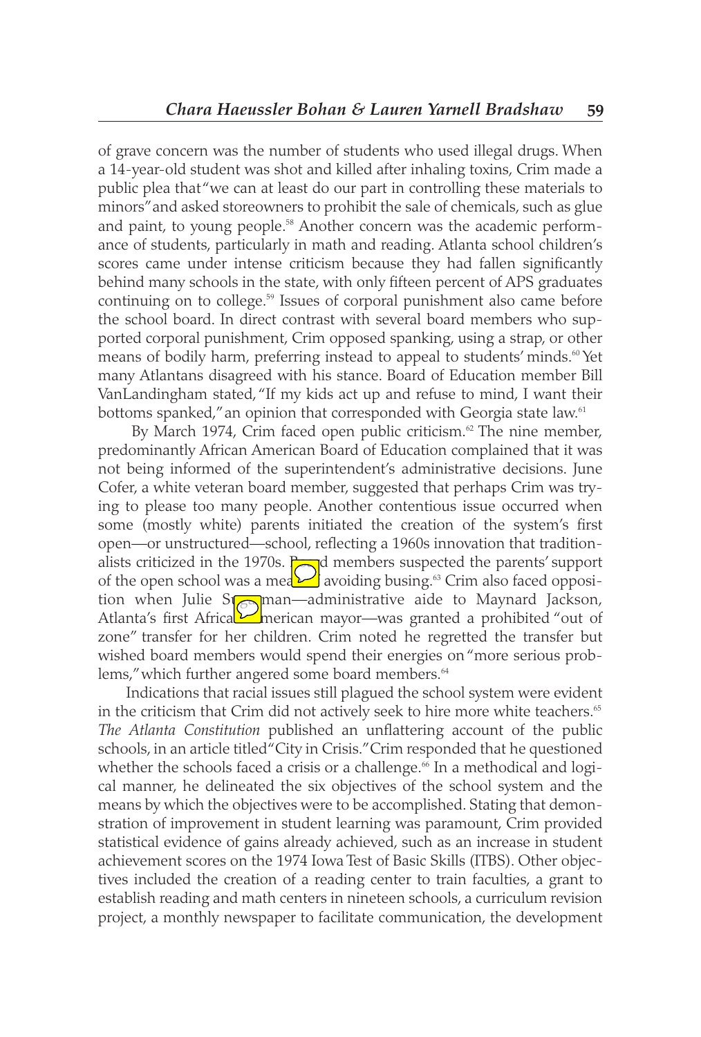of grave concern was the number of students who used illegal drugs. When a 14-year-old student was shot and killed after inhaling toxins, Crim made a public plea that "we can at least do our part in controlling these materials to minors" and asked storeowners to prohibit the sale of chemicals, such as glue and paint, to young people.[58] Another concern was the academic performance of students, particularly in math and reading. Atlanta school children's scores came under intense criticism because they had fallen significantly behind many schools in the state, with only fifteen percent of APS graduates continuing on to college.[59] Issues of corporal punishment also came before the school board. In direct contrast with several board members who supported corporal punishment, Crim opposed spanking, using a strap, or other means of bodily harm, preferring instead to appeal to students' minds.[60] Yet many Atlantans disagreed with his stance. Board of Education member Bill VanLandingham stated, "If my kids act up and refuse to mind, I want their bottoms spanked," an opinion that corresponded with Georgia state law.[61]

By March 1974, Crim faced open public criticism.[62] The nine member, predominantly African American Board of Education complained that it was not being informed of the superintendent's administrative decisions. June Cofer, a white veteran board member, suggested that perhaps Crim was trying to please too many people. Another contentious issue occurred when some (mostly white) parents initiated the creation of the system's first open—or unstructured—school, reflecting a 1960s innovation that traditionalists criticized in the 1970s. Board members suspected the parents' support of the open school was a means of avoiding busing.[63] Crim also faced opposition when Julie Stedman—administrative aide to Maynard Jackson, Atlanta's first African American mayor—was granted a prohibited "out of zone" transfer for her children. Crim noted he regretted the transfer but wished board members would spend their energies on "more serious problems," which further angered some board members.[64]

Indications that racial issues still plagued the school system were evident in the criticism that Crim did not actively seek to hire more white teachers.[65] *The Atlanta Constitution* published an unflattering account of the public schools, in an article titled "City in Crisis." Crim responded that he questioned whether the schools faced a crisis or a challenge.[66] In a methodical and logical manner, he delineated the six objectives of the school system and the means by which the objectives were to be accomplished. Stating that demonstration of improvement in student learning was paramount, Crim provided statistical evidence of gains already achieved, such as an increase in student achievement scores on the 1974 Iowa Test of Basic Skills (ITBS). Other objectives included the creation of a reading center to train faculties, a grant to establish reading and math centers in nineteen schools, a curriculum revision project, a monthly newspaper to facilitate communication, the development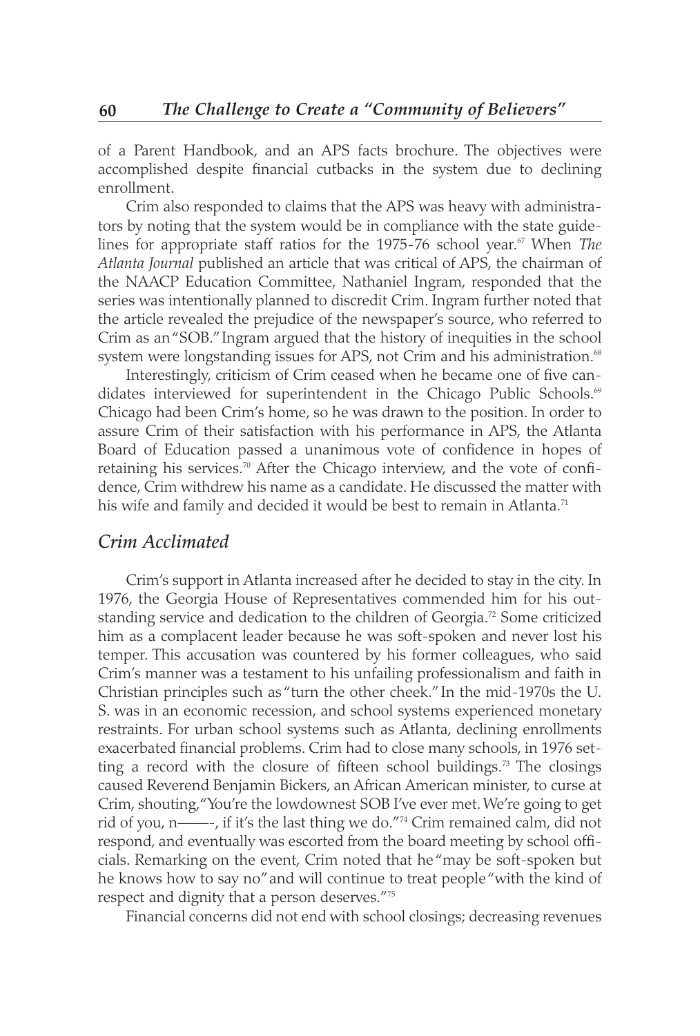of a Parent Handbook, and an APS facts brochure. The objectives were accomplished despite financial cutbacks in the system due to declining enrollment.

Crim also responded to claims that the APS was heavy with administrators by noting that the system would be in compliance with the state guidelines for appropriate staff ratios for the 1975-76 school year.[67] When *The Atlanta Journal* published an article that was critical of APS, the chairman of the NAACP Education Committee, Nathaniel Ingram, responded that the series was intentionally planned to discredit Crim. Ingram further noted that the article revealed the prejudice of the newspaper's source, who referred to Crim as an "SOB." Ingram argued that the history of inequities in the school system were longstanding issues for APS, not Crim and his administration.[68]

Interestingly, criticism of Crim ceased when he became one of five candidates interviewed for superintendent in the Chicago Public Schools.[69] Chicago had been Crim's home, so he was drawn to the position. In order to assure Crim of their satisfaction with his performance in APS, the Atlanta Board of Education passed a unanimous vote of confidence in hopes of retaining his services.[70] After the Chicago interview, and the vote of confidence, Crim withdrew his name as a candidate. He discussed the matter with his wife and family and decided it would be best to remain in Atlanta.[71]

## *Crim Acclimated*

Crim's support in Atlanta increased after he decided to stay in the city. In 1976, the Georgia House of Representatives commended him for his outstanding service and dedication to the children of Georgia.[72] Some criticized him as a complacent leader because he was soft-spoken and never lost his temper. This accusation was countered by his former colleagues, who said Crim's manner was a testament to his unfailing professionalism and faith in Christian principles such as "turn the other cheek." In the mid-1970s the U. S. was in an economic recession, and school systems experienced monetary restraints. For urban school systems such as Atlanta, declining enrollments exacerbated financial problems. Crim had to close many schools, in 1976 setting a record with the closure of fifteen school buildings.[73] The closings caused Reverend Benjamin Bickers, an African American minister, to curse at Crim, shouting, "You're the lowdownest SOB I've ever met. We're going to get rid of you, n——-, if it's the last thing we do."[74] Crim remained calm, did not respond, and eventually was escorted from the board meeting by school officials. Remarking on the event, Crim noted that he "may be soft-spoken but he knows how to say no" and will continue to treat people "with the kind of respect and dignity that a person deserves."[75]

Financial concerns did not end with school closings; decreasing revenues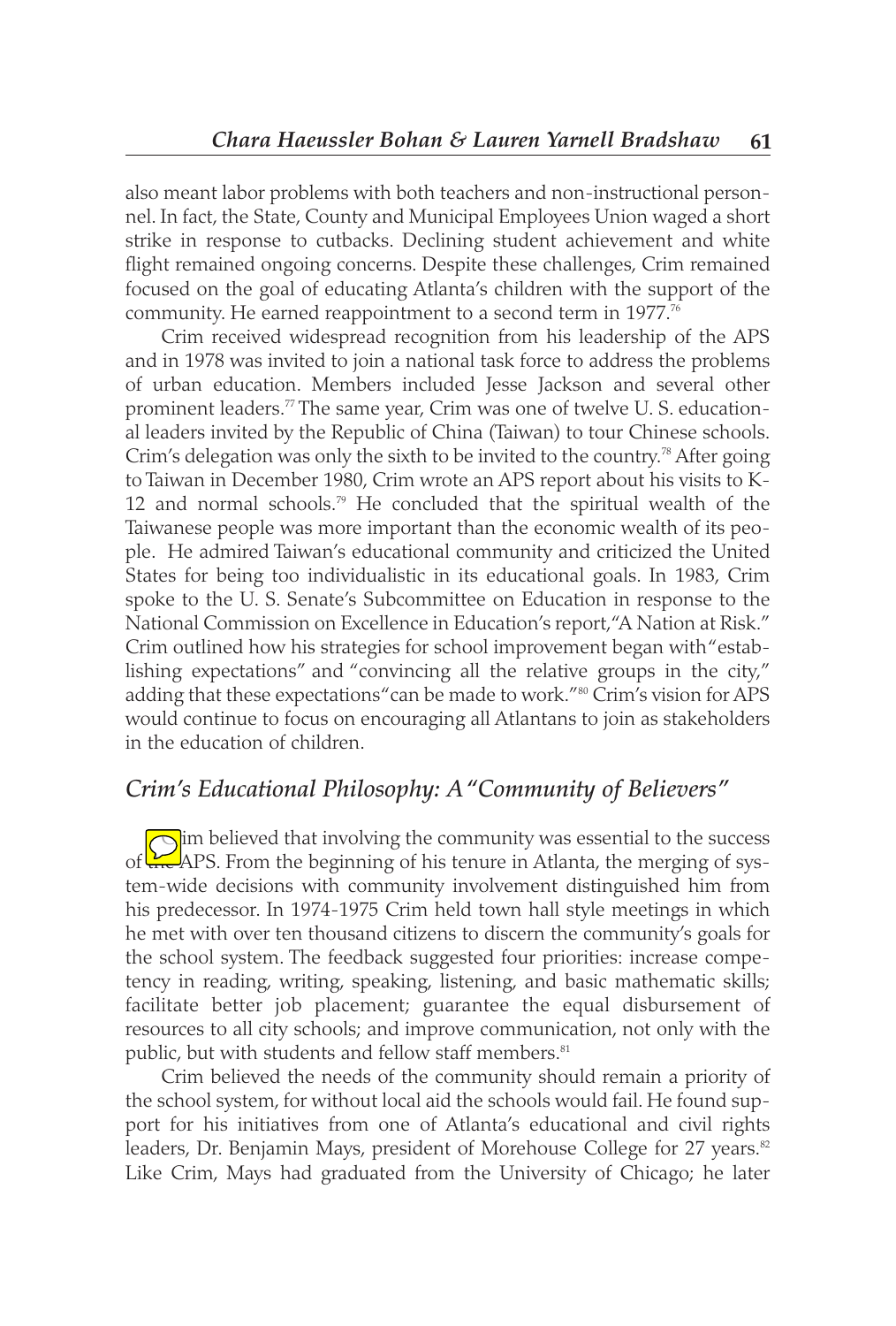also meant labor problems with both teachers and non-instructional personnel. In fact, the State, County and Municipal Employees Union waged a short strike in response to cutbacks. Declining student achievement and white flight remained ongoing concerns. Despite these challenges, Crim remained focused on the goal of educating Atlanta's children with the support of the community. He earned reappointment to a second term in 1977.[76]

Crim received widespread recognition from his leadership of the APS and in 1978 was invited to join a national task force to address the problems of urban education. Members included Jesse Jackson and several other prominent leaders.[77] The same year, Crim was one of twelve U. S. educational leaders invited by the Republic of China (Taiwan) to tour Chinese schools. Crim's delegation was only the sixth to be invited to the country.[78] After going to Taiwan in December 1980, Crim wrote an APS report about his visits to K-12 and normal schools.[79] He concluded that the spiritual wealth of the Taiwanese people was more important than the economic wealth of its people. He admired Taiwan's educational community and criticized the United States for being too individualistic in its educational goals. In 1983, Crim spoke to the U. S. Senate's Subcommittee on Education in response to the National Commission on Excellence in Education's report,"A Nation at Risk." Crim outlined how his strategies for school improvement began with"establishing expectations" and "convincing all the relative groups in the city," adding that these expectations"can be made to work."[80] Crim's vision for APS would continue to focus on encouraging all Atlantans to join as stakeholders in the education of children.

## *Crim's Educational Philosophy: A "Community of Believers"*

Crim believed that involving the community was essential to the success of the APS. From the beginning of his tenure in Atlanta, the merging of system-wide decisions with community involvement distinguished him from his predecessor. In 1974-1975 Crim held town hall style meetings in which he met with over ten thousand citizens to discern the community's goals for the school system. The feedback suggested four priorities: increase competency in reading, writing, speaking, listening, and basic mathematic skills; facilitate better job placement; guarantee the equal disbursement of resources to all city schools; and improve communication, not only with the public, but with students and fellow staff members.[81]

Crim believed the needs of the community should remain a priority of the school system, for without local aid the schools would fail. He found support for his initiatives from one of Atlanta's educational and civil rights leaders, Dr. Benjamin Mays, president of Morehouse College for 27 years.[82] Like Crim, Mays had graduated from the University of Chicago; he later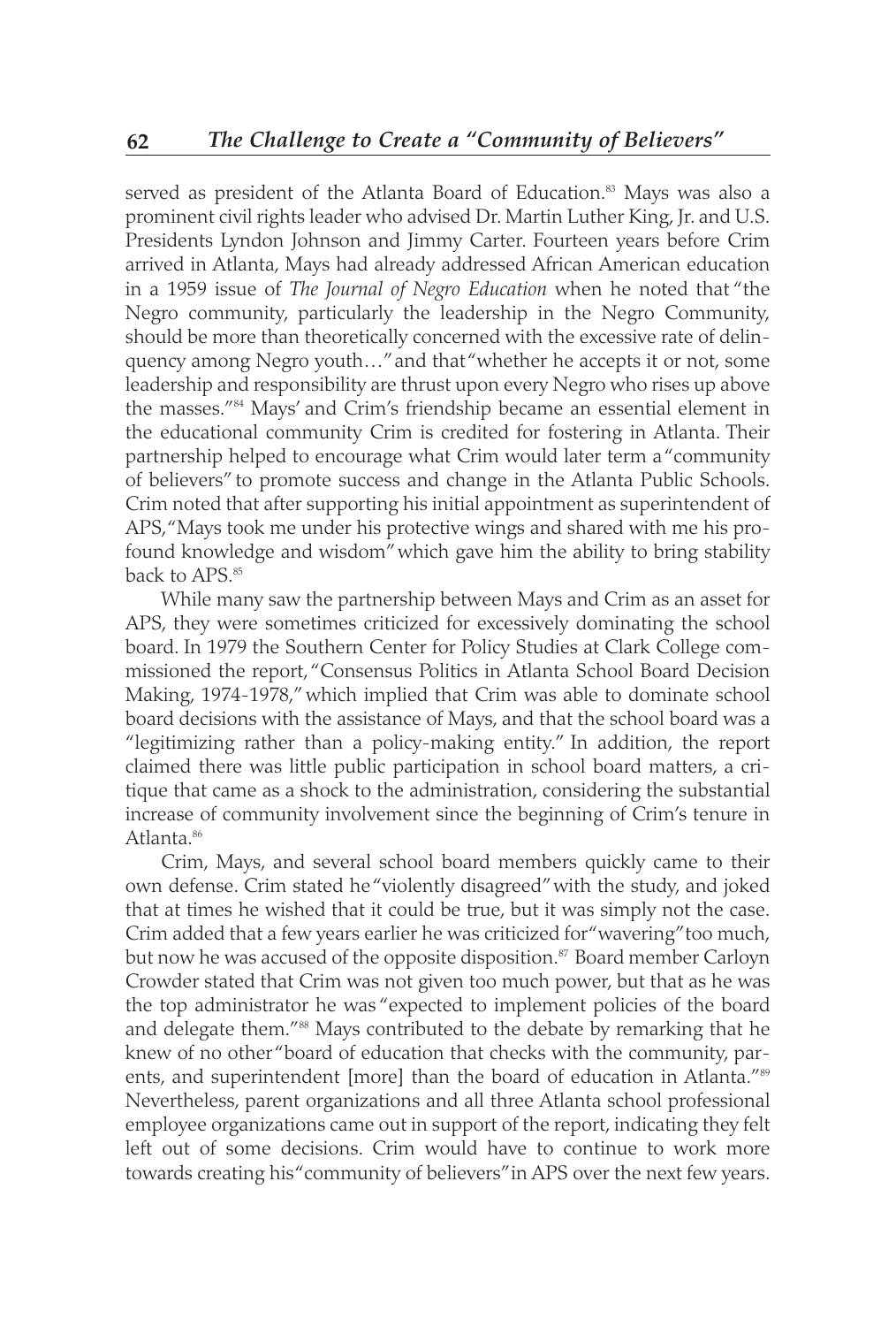served as president of the Atlanta Board of Education.[83] Mays was also a prominent civil rights leader who advised Dr. Martin Luther King, Jr. and U.S. Presidents Lyndon Johnson and Jimmy Carter. Fourteen years before Crim arrived in Atlanta, Mays had already addressed African American education in a 1959 issue of *The Journal of Negro Education* when he noted that "the Negro community, particularly the leadership in the Negro Community, should be more than theoretically concerned with the excessive rate of delinquency among Negro youth…" and that "whether he accepts it or not, some leadership and responsibility are thrust upon every Negro who rises up above the masses."[84] Mays' and Crim's friendship became an essential element in the educational community Crim is credited for fostering in Atlanta. Their partnership helped to encourage what Crim would later term a "community of believers" to promote success and change in the Atlanta Public Schools. Crim noted that after supporting his initial appointment as superintendent of APS, "Mays took me under his protective wings and shared with me his profound knowledge and wisdom" which gave him the ability to bring stability back to APS.[85]

While many saw the partnership between Mays and Crim as an asset for APS, they were sometimes criticized for excessively dominating the school board. In 1979 the Southern Center for Policy Studies at Clark College commissioned the report, "Consensus Politics in Atlanta School Board Decision Making, 1974-1978," which implied that Crim was able to dominate school board decisions with the assistance of Mays, and that the school board was a "legitimizing rather than a policy-making entity." In addition, the report claimed there was little public participation in school board matters, a critique that came as a shock to the administration, considering the substantial increase of community involvement since the beginning of Crim's tenure in Atlanta.[86]

Crim, Mays, and several school board members quickly came to their own defense. Crim stated he "violently disagreed" with the study, and joked that at times he wished that it could be true, but it was simply not the case. Crim added that a few years earlier he was criticized for "wavering" too much, but now he was accused of the opposite disposition.[87] Board member Carloyn Crowder stated that Crim was not given too much power, but that as he was the top administrator he was "expected to implement policies of the board and delegate them."[88] Mays contributed to the debate by remarking that he knew of no other "board of education that checks with the community, parents, and superintendent [more] than the board of education in Atlanta."[89] Nevertheless, parent organizations and all three Atlanta school professional employee organizations came out in support of the report, indicating they felt left out of some decisions. Crim would have to continue to work more towards creating his "community of believers" in APS over the next few years.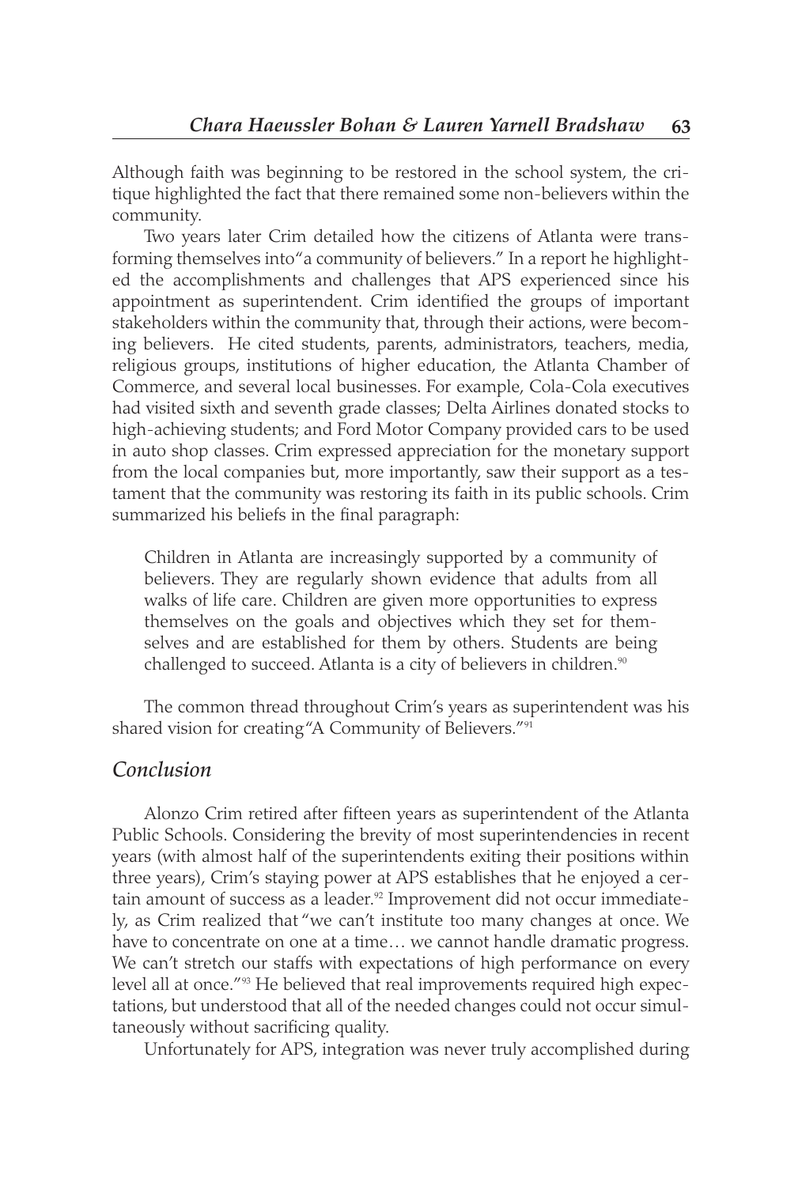Although faith was beginning to be restored in the school system, the critique highlighted the fact that there remained some non-believers within the community.

Two years later Crim detailed how the citizens of Atlanta were transforming themselves into "a community of believers." In a report he highlighted the accomplishments and challenges that APS experienced since his appointment as superintendent. Crim identified the groups of important stakeholders within the community that, through their actions, were becoming believers. He cited students, parents, administrators, teachers, media, religious groups, institutions of higher education, the Atlanta Chamber of Commerce, and several local businesses. For example, Cola-Cola executives had visited sixth and seventh grade classes; Delta Airlines donated stocks to high-achieving students; and Ford Motor Company provided cars to be used in auto shop classes. Crim expressed appreciation for the monetary support from the local companies but, more importantly, saw their support as a testament that the community was restoring its faith in its public schools. Crim summarized his beliefs in the final paragraph:

> Children in Atlanta are increasingly supported by a community of believers. They are regularly shown evidence that adults from all walks of life care. Children are given more opportunities to express themselves on the goals and objectives which they set for themselves and are established for them by others. Students are being challenged to succeed. Atlanta is a city of believers in children.[90]

The common thread throughout Crim's years as superintendent was his shared vision for creating "A Community of Believers."[91]

## *Conclusion*

Alonzo Crim retired after fifteen years as superintendent of the Atlanta Public Schools. Considering the brevity of most superintendencies in recent years (with almost half of the superintendents exiting their positions within three years), Crim's staying power at APS establishes that he enjoyed a certain amount of success as a leader.[92] Improvement did not occur immediately, as Crim realized that "we can't institute too many changes at once. We have to concentrate on one at a time… we cannot handle dramatic progress. We can't stretch our staffs with expectations of high performance on every level all at once."[93] He believed that real improvements required high expectations, but understood that all of the needed changes could not occur simultaneously without sacrificing quality.

Unfortunately for APS, integration was never truly accomplished during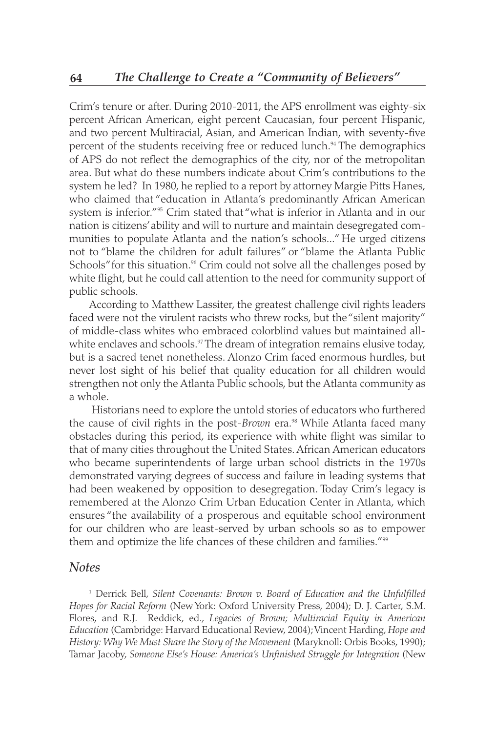Crim's tenure or after. During 2010-2011, the APS enrollment was eighty-six percent African American, eight percent Caucasian, four percent Hispanic, and two percent Multiracial, Asian, and American Indian, with seventy-five percent of the students receiving free or reduced lunch.[94] The demographics of APS do not reflect the demographics of the city, nor of the metropolitan area. But what do these numbers indicate about Crim's contributions to the system he led? In 1980, he replied to a report by attorney Margie Pitts Hanes, who claimed that "education in Atlanta's predominantly African American system is inferior."[95] Crim stated that "what is inferior in Atlanta and in our nation is citizens' ability and will to nurture and maintain desegregated communities to populate Atlanta and the nation's schools..." He urged citizens not to "blame the children for adult failures" or "blame the Atlanta Public Schools" for this situation.[96] Crim could not solve all the challenges posed by white flight, but he could call attention to the need for community support of public schools.

According to Matthew Lassiter, the greatest challenge civil rights leaders faced were not the virulent racists who threw rocks, but the "silent majority" of middle-class whites who embraced colorblind values but maintained all-white enclaves and schools.[97] The dream of integration remains elusive today, but is a sacred tenet nonetheless. Alonzo Crim faced enormous hurdles, but never lost sight of his belief that quality education for all children would strengthen not only the Atlanta Public schools, but the Atlanta community as a whole.

Historians need to explore the untold stories of educators who furthered the cause of civil rights in the post-*Brown* era.[98] While Atlanta faced many obstacles during this period, its experience with white flight was similar to that of many cities throughout the United States. African American educators who became superintendents of large urban school districts in the 1970s demonstrated varying degrees of success and failure in leading systems that had been weakened by opposition to desegregation. Today Crim's legacy is remembered at the Alonzo Crim Urban Education Center in Atlanta, which ensures "the availability of a prosperous and equitable school environment for our children who are least-served by urban schools so as to empower them and optimize the life chances of these children and families."[99]

## *Notes*

[1] Derrick Bell, *Silent Covenants: Brown v. Board of Education and the Unfulfilled Hopes for Racial Reform* (New York: Oxford University Press, 2004); D. J. Carter, S.M. Flores, and R.J. Reddick, ed., *Legacies of Brown; Multiracial Equity in American Education* (Cambridge: Harvard Educational Review, 2004); Vincent Harding, *Hope and History: Why We Must Share the Story of the Movement* (Maryknoll: Orbis Books, 1990); Tamar Jacoby, *Someone Else's House: America's Unfinished Struggle for Integration* (New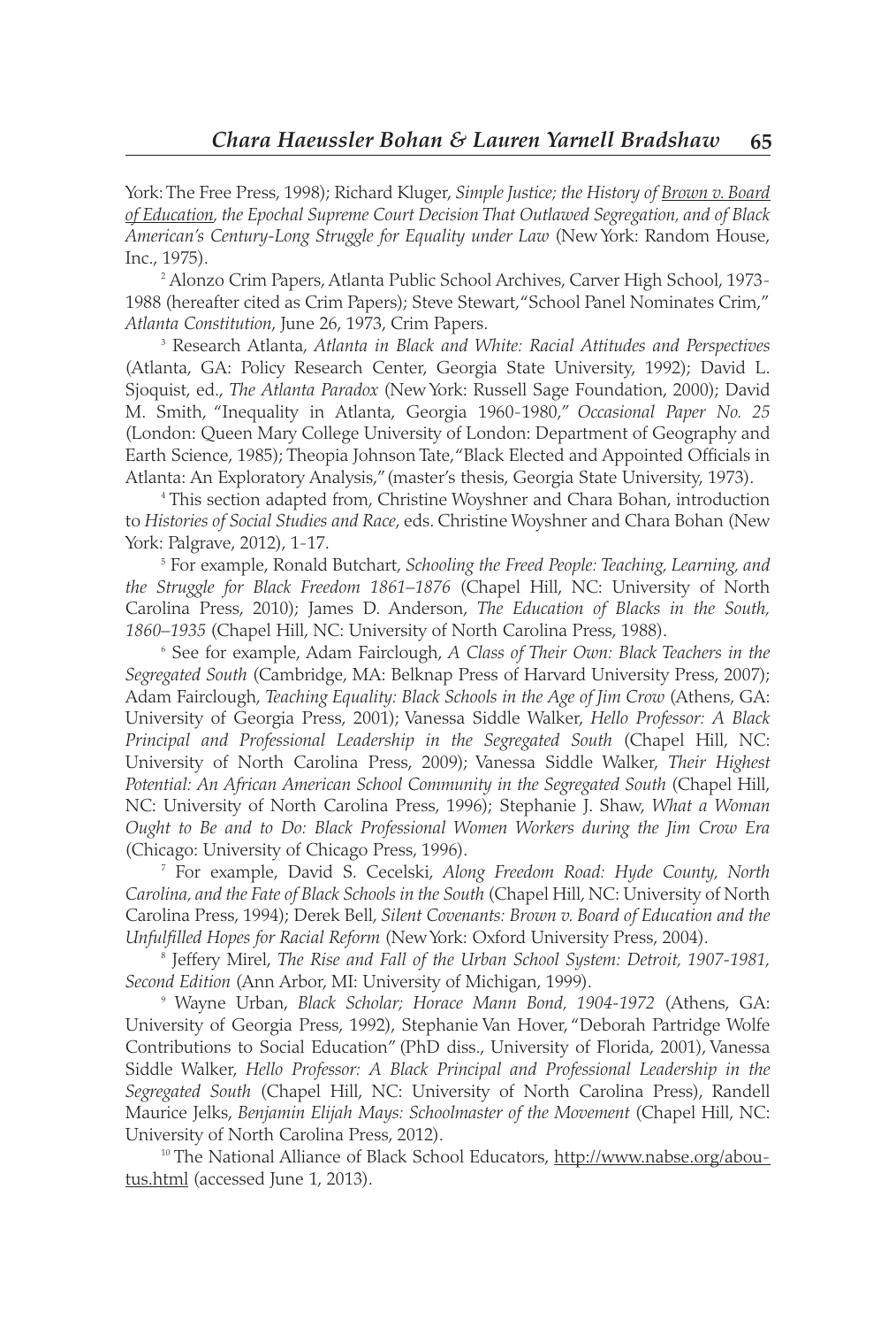York: The Free Press, 1998); Richard Kluger, *Simple Justice; the History of Brown v. Board of Education, the Epochal Supreme Court Decision That Outlawed Segregation, and of Black American's Century-Long Struggle for Equality under Law* (New York: Random House, Inc., 1975).

[2] Alonzo Crim Papers, Atlanta Public School Archives, Carver High School, 1973-1988 (hereafter cited as Crim Papers); Steve Stewart, "School Panel Nominates Crim," *Atlanta Constitution*, June 26, 1973, Crim Papers.

[3] Research Atlanta, *Atlanta in Black and White: Racial Attitudes and Perspectives* (Atlanta, GA: Policy Research Center, Georgia State University, 1992); David L. Sjoquist, ed., *The Atlanta Paradox* (New York: Russell Sage Foundation, 2000); David M. Smith, "Inequality in Atlanta, Georgia 1960-1980," *Occasional Paper No. 25* (London: Queen Mary College University of London: Department of Geography and Earth Science, 1985); Theopia Johnson Tate, "Black Elected and Appointed Officials in Atlanta: An Exploratory Analysis," (master's thesis, Georgia State University, 1973).

[4] This section adapted from, Christine Woyshner and Chara Bohan, introduction to *Histories of Social Studies and Race*, eds. Christine Woyshner and Chara Bohan (New York: Palgrave, 2012), 1-17.

[5] For example, Ronald Butchart, *Schooling the Freed People: Teaching, Learning, and the Struggle for Black Freedom 1861–1876* (Chapel Hill, NC: University of North Carolina Press, 2010); James D. Anderson, *The Education of Blacks in the South, 1860–1935* (Chapel Hill, NC: University of North Carolina Press, 1988).

[6] See for example, Adam Fairclough, *A Class of Their Own: Black Teachers in the Segregated South* (Cambridge, MA: Belknap Press of Harvard University Press, 2007); Adam Fairclough, *Teaching Equality: Black Schools in the Age of Jim Crow* (Athens, GA: University of Georgia Press, 2001); Vanessa Siddle Walker, *Hello Professor: A Black Principal and Professional Leadership in the Segregated South* (Chapel Hill, NC: University of North Carolina Press, 2009); Vanessa Siddle Walker, *Their Highest Potential: An African American School Community in the Segregated South* (Chapel Hill, NC: University of North Carolina Press, 1996); Stephanie J. Shaw, *What a Woman Ought to Be and to Do: Black Professional Women Workers during the Jim Crow Era* (Chicago: University of Chicago Press, 1996).

[7] For example, David S. Cecelski, *Along Freedom Road: Hyde County, North Carolina, and the Fate of Black Schools in the South* (Chapel Hill, NC: University of North Carolina Press, 1994); Derek Bell, *Silent Covenants: Brown v. Board of Education and the Unfulfilled Hopes for Racial Reform* (New York: Oxford University Press, 2004).

[8] Jeffery Mirel, *The Rise and Fall of the Urban School System: Detroit, 1907-1981, Second Edition* (Ann Arbor, MI: University of Michigan, 1999).

[9] Wayne Urban, *Black Scholar; Horace Mann Bond, 1904-1972* (Athens, GA: University of Georgia Press, 1992), Stephanie Van Hover, "Deborah Partridge Wolfe Contributions to Social Education" (PhD diss., University of Florida, 2001), Vanessa Siddle Walker, *Hello Professor: A Black Principal and Professional Leadership in the Segregated South* (Chapel Hill, NC: University of North Carolina Press), Randell Maurice Jelks, *Benjamin Elijah Mays: Schoolmaster of the Movement* (Chapel Hill, NC: University of North Carolina Press, 2012).

[10] The National Alliance of Black School Educators, http://www.nabse.org/aboutus.html (accessed June 1, 2013).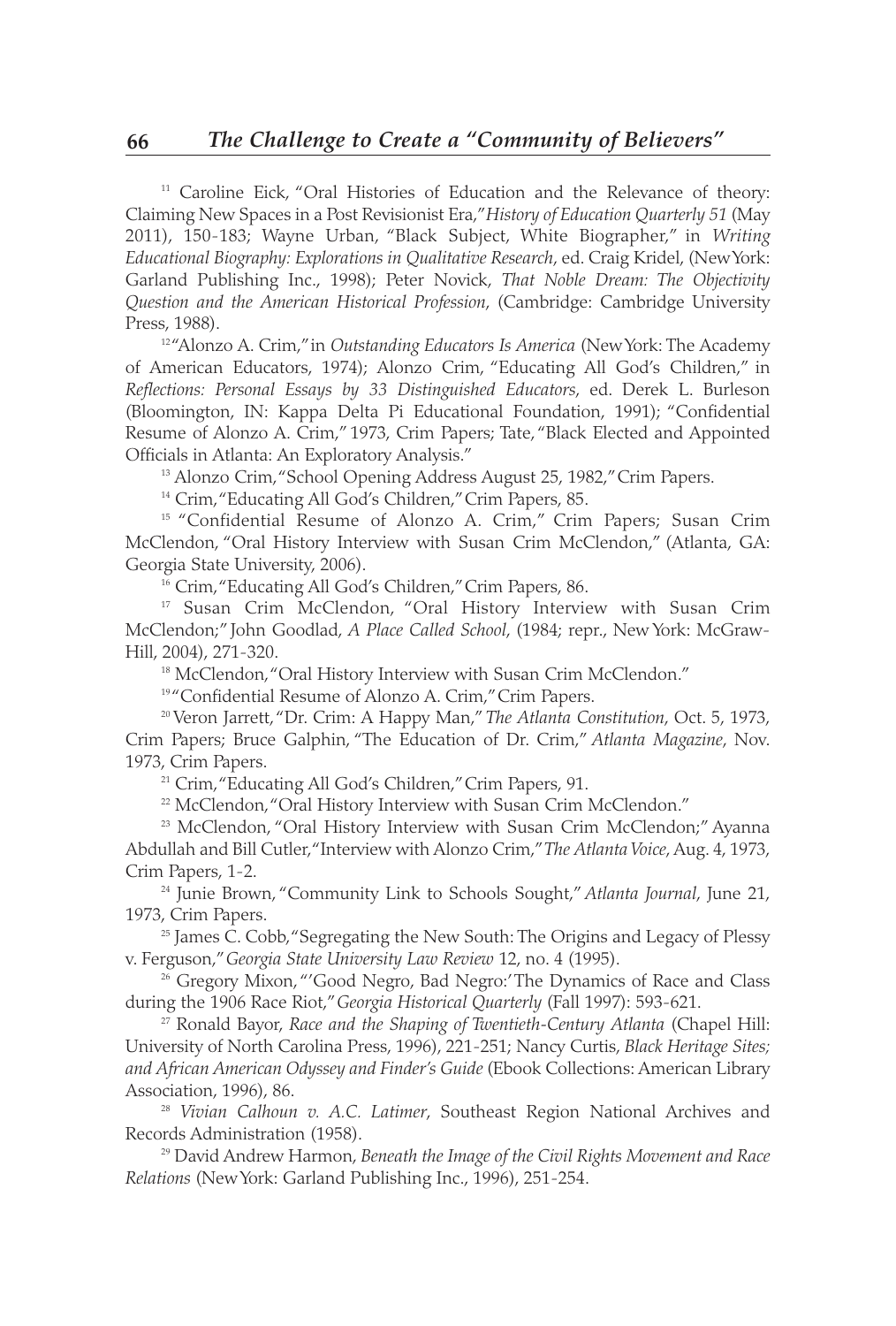[11] Caroline Eick, "Oral Histories of Education and the Relevance of theory: Claiming New Spaces in a Post Revisionist Era," *History of Education Quarterly 51* (May 2011), 150-183; Wayne Urban, "Black Subject, White Biographer," in *Writing Educational Biography: Explorations in Qualitative Research*, ed. Craig Kridel, (New York: Garland Publishing Inc., 1998); Peter Novick, *That Noble Dream: The Objectivity Question and the American Historical Profession*, (Cambridge: Cambridge University Press, 1988).

[12] "Alonzo A. Crim," in *Outstanding Educators Is America* (New York: The Academy of American Educators, 1974); Alonzo Crim, "Educating All God's Children," in *Reflections: Personal Essays by 33 Distinguished Educators*, ed. Derek L. Burleson (Bloomington, IN: Kappa Delta Pi Educational Foundation, 1991); "Confidential Resume of Alonzo A. Crim," 1973, Crim Papers; Tate, "Black Elected and Appointed Officials in Atlanta: An Exploratory Analysis."

[13] Alonzo Crim, "School Opening Address August 25, 1982," Crim Papers.

[14] Crim, "Educating All God's Children," Crim Papers, 85.

[15] "Confidential Resume of Alonzo A. Crim," Crim Papers; Susan Crim McClendon, "Oral History Interview with Susan Crim McClendon," (Atlanta, GA: Georgia State University, 2006).

[16] Crim, "Educating All God's Children," Crim Papers, 86.

[17] Susan Crim McClendon, "Oral History Interview with Susan Crim McClendon;" John Goodlad, *A Place Called School*, (1984; repr., New York: McGraw-Hill, 2004), 271-320.

[18] McClendon, "Oral History Interview with Susan Crim McClendon."

[19] "Confidential Resume of Alonzo A. Crim," Crim Papers.

[20] Veron Jarrett, "Dr. Crim: A Happy Man," *The Atlanta Constitution*, Oct. 5, 1973, Crim Papers; Bruce Galphin, "The Education of Dr. Crim," *Atlanta Magazine*, Nov. 1973, Crim Papers.

[21] Crim, "Educating All God's Children," Crim Papers, 91.

[22] McClendon, "Oral History Interview with Susan Crim McClendon."

[23] McClendon, "Oral History Interview with Susan Crim McClendon;" Ayanna Abdullah and Bill Cutler, "Interview with Alonzo Crim," *The Atlanta Voice*, Aug. 4, 1973, Crim Papers, 1-2.

[24] Junie Brown, "Community Link to Schools Sought," *Atlanta Journal*, June 21, 1973, Crim Papers.

[25] James C. Cobb, "Segregating the New South: The Origins and Legacy of Plessy v. Ferguson," *Georgia State University Law Review* 12, no. 4 (1995).

[26] Gregory Mixon, "'Good Negro, Bad Negro:' The Dynamics of Race and Class during the 1906 Race Riot," *Georgia Historical Quarterly* (Fall 1997): 593-621.

[27] Ronald Bayor, *Race and the Shaping of Twentieth-Century Atlanta* (Chapel Hill: University of North Carolina Press, 1996), 221-251; Nancy Curtis, *Black Heritage Sites; and African American Odyssey and Finder's Guide* (Ebook Collections: American Library Association, 1996), 86.

[28] *Vivian Calhoun v. A.C. Latimer*, Southeast Region National Archives and Records Administration (1958).

[29] David Andrew Harmon, *Beneath the Image of the Civil Rights Movement and Race Relations* (New York: Garland Publishing Inc., 1996), 251-254.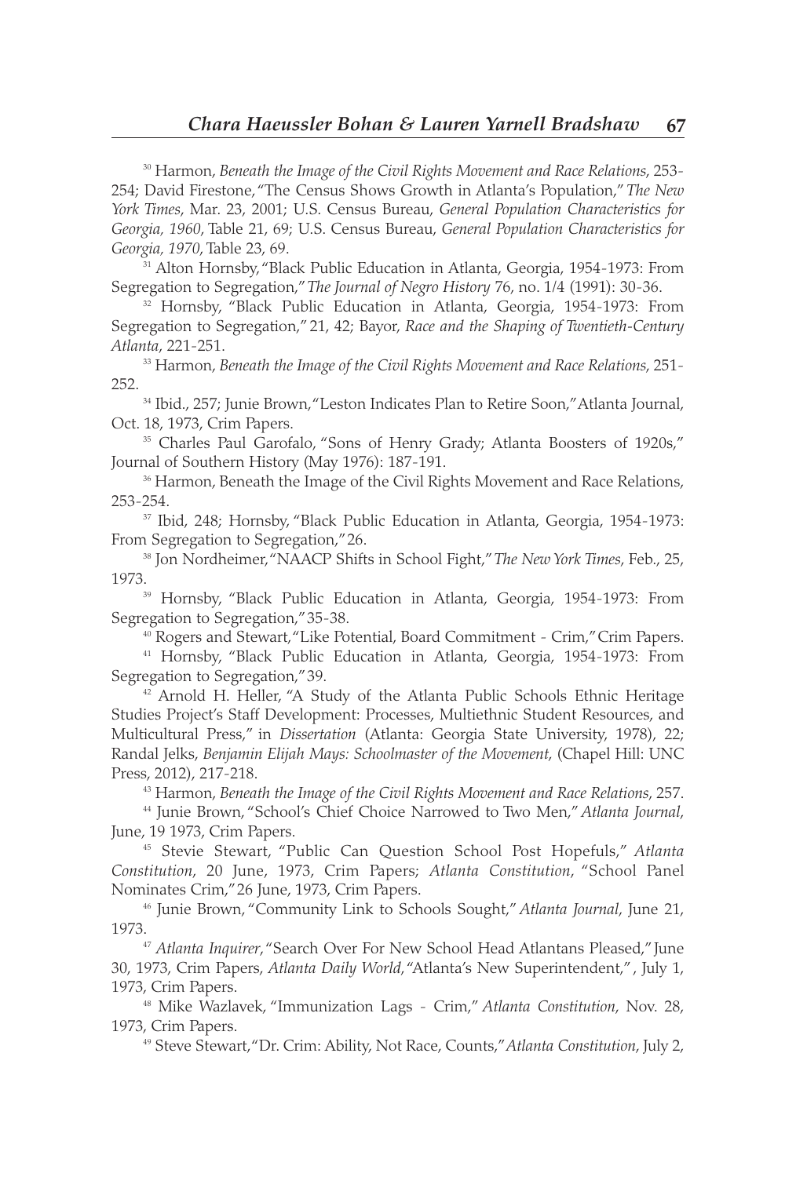[30] Harmon, *Beneath the Image of the Civil Rights Movement and Race Relations*, 253-254; David Firestone, "The Census Shows Growth in Atlanta's Population," *The New York Times*, Mar. 23, 2001; U.S. Census Bureau, *General Population Characteristics for Georgia, 1960*, Table 21, 69; U.S. Census Bureau, *General Population Characteristics for Georgia, 1970*, Table 23, 69.

[31] Alton Hornsby, "Black Public Education in Atlanta, Georgia, 1954-1973: From Segregation to Segregation," *The Journal of Negro History* 76, no. 1/4 (1991): 30-36.

[32] Hornsby, "Black Public Education in Atlanta, Georgia, 1954-1973: From Segregation to Segregation," 21, 42; Bayor, *Race and the Shaping of Twentieth-Century Atlanta*, 221-251.

[33] Harmon, *Beneath the Image of the Civil Rights Movement and Race Relations*, 251-252.

[34] Ibid., 257; Junie Brown, "Leston Indicates Plan to Retire Soon," Atlanta Journal, Oct. 18, 1973, Crim Papers.

[35] Charles Paul Garofalo, "Sons of Henry Grady; Atlanta Boosters of 1920s," Journal of Southern History (May 1976): 187-191.

[36] Harmon, Beneath the Image of the Civil Rights Movement and Race Relations, 253-254.

[37] Ibid, 248; Hornsby, "Black Public Education in Atlanta, Georgia, 1954-1973: From Segregation to Segregation," 26.

[38] Jon Nordheimer, "NAACP Shifts in School Fight," *The New York Times*, Feb., 25, 1973.

[39] Hornsby, "Black Public Education in Atlanta, Georgia, 1954-1973: From Segregation to Segregation," 35-38.

[40] Rogers and Stewart, "Like Potential, Board Commitment - Crim," Crim Papers.

[41] Hornsby, "Black Public Education in Atlanta, Georgia, 1954-1973: From Segregation to Segregation," 39.

[42] Arnold H. Heller, "A Study of the Atlanta Public Schools Ethnic Heritage Studies Project's Staff Development: Processes, Multiethnic Student Resources, and Multicultural Press," in *Dissertation* (Atlanta: Georgia State University, 1978), 22; Randal Jelks, *Benjamin Elijah Mays: Schoolmaster of the Movement*, (Chapel Hill: UNC Press, 2012), 217-218.

[43] Harmon, *Beneath the Image of the Civil Rights Movement and Race Relations*, 257.

[44] Junie Brown, "School's Chief Choice Narrowed to Two Men," *Atlanta Journal*, June, 19 1973, Crim Papers.

[45] Stevie Stewart, "Public Can Question School Post Hopefuls," *Atlanta Constitution*, 20 June, 1973, Crim Papers; *Atlanta Constitution*, "School Panel Nominates Crim," 26 June, 1973, Crim Papers.

[46] Junie Brown, "Community Link to Schools Sought," *Atlanta Journal*, June 21, 1973.

[47] *Atlanta Inquirer*, "Search Over For New School Head Atlantans Pleased," June 30, 1973, Crim Papers, *Atlanta Daily World*, "Atlanta's New Superintendent," , July 1, 1973, Crim Papers.

[48] Mike Wazlavek, "Immunization Lags - Crim," *Atlanta Constitution*, Nov. 28, 1973, Crim Papers.

[49] Steve Stewart, "Dr. Crim: Ability, Not Race, Counts," *Atlanta Constitution*, July 2,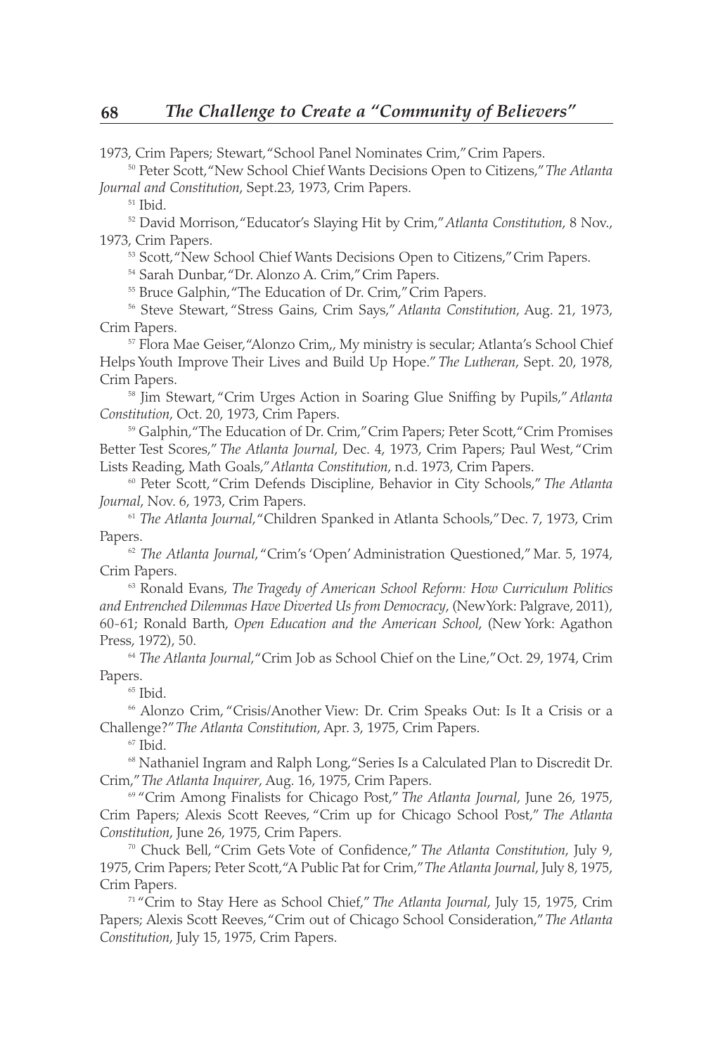1973, Crim Papers; Stewart, "School Panel Nominates Crim," Crim Papers.

[50] Peter Scott, "New School Chief Wants Decisions Open to Citizens," *The Atlanta Journal and Constitution*, Sept.23, 1973, Crim Papers.

[51] Ibid.

[52] David Morrison, "Educator's Slaying Hit by Crim," *Atlanta Constitution*, 8 Nov., 1973, Crim Papers.

[53] Scott, "New School Chief Wants Decisions Open to Citizens," Crim Papers.

[54] Sarah Dunbar, "Dr. Alonzo A. Crim," Crim Papers.

[55] Bruce Galphin, "The Education of Dr. Crim," Crim Papers.

[56] Steve Stewart, "Stress Gains, Crim Says," *Atlanta Constitution*, Aug. 21, 1973, Crim Papers.

[57] Flora Mae Geiser, "Alonzo Crim,, My ministry is secular; Atlanta's School Chief Helps Youth Improve Their Lives and Build Up Hope." *The Lutheran*, Sept. 20, 1978, Crim Papers.

[58] Jim Stewart, "Crim Urges Action in Soaring Glue Sniffing by Pupils," *Atlanta Constitution*, Oct. 20, 1973, Crim Papers.

[59] Galphin, "The Education of Dr. Crim," Crim Papers; Peter Scott, "Crim Promises Better Test Scores," *The Atlanta Journal*, Dec. 4, 1973, Crim Papers; Paul West, "Crim Lists Reading, Math Goals," *Atlanta Constitution*, n.d. 1973, Crim Papers.

[60] Peter Scott, "Crim Defends Discipline, Behavior in City Schools," *The Atlanta Journal*, Nov. 6, 1973, Crim Papers.

[61] *The Atlanta Journal*, "Children Spanked in Atlanta Schools," Dec. 7, 1973, Crim Papers.

[62] *The Atlanta Journal*, "Crim's 'Open' Administration Questioned," Mar. 5, 1974, Crim Papers.

[63] Ronald Evans, *The Tragedy of American School Reform: How Curriculum Politics and Entrenched Dilemmas Have Diverted Us from Democracy*, (New York: Palgrave, 2011), 60-61; Ronald Barth, *Open Education and the American School*, (New York: Agathon Press, 1972), 50.

[64] *The Atlanta Journal*, "Crim Job as School Chief on the Line," Oct. 29, 1974, Crim Papers.

[65] Ibid.

[66] Alonzo Crim, "Crisis/Another View: Dr. Crim Speaks Out: Is It a Crisis or a Challenge?" *The Atlanta Constitution*, Apr. 3, 1975, Crim Papers.

[67] Ibid.

[68] Nathaniel Ingram and Ralph Long, "Series Is a Calculated Plan to Discredit Dr. Crim," *The Atlanta Inquirer*, Aug. 16, 1975, Crim Papers.

[69] "Crim Among Finalists for Chicago Post," *The Atlanta Journal*, June 26, 1975, Crim Papers; Alexis Scott Reeves, "Crim up for Chicago School Post," *The Atlanta Constitution*, June 26, 1975, Crim Papers.

[70] Chuck Bell, "Crim Gets Vote of Confidence," *The Atlanta Constitution*, July 9, 1975, Crim Papers; Peter Scott, "A Public Pat for Crim," *The Atlanta Journal*, July 8, 1975, Crim Papers.

[71] "Crim to Stay Here as School Chief," *The Atlanta Journal*, July 15, 1975, Crim Papers; Alexis Scott Reeves, "Crim out of Chicago School Consideration," *The Atlanta Constitution*, July 15, 1975, Crim Papers.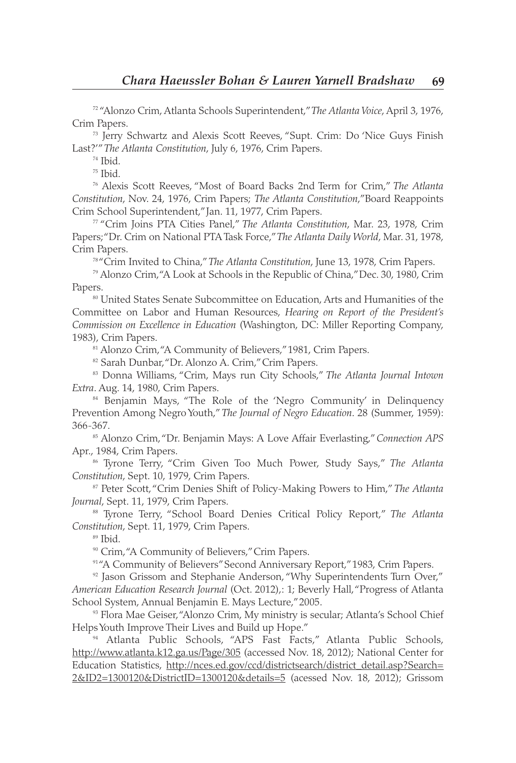[72] "Alonzo Crim, Atlanta Schools Superintendent," *The Atlanta Voice*, April 3, 1976, Crim Papers.

[73] Jerry Schwartz and Alexis Scott Reeves, "Supt. Crim: Do 'Nice Guys Finish Last?'" *The Atlanta Constitution*, July 6, 1976, Crim Papers.

[74] Ibid.

[75] Ibid.

[76] Alexis Scott Reeves, "Most of Board Backs 2nd Term for Crim," *The Atlanta Constitution*, Nov. 24, 1976, Crim Papers; *The Atlanta Constitution*, "Board Reappoints Crim School Superintendent," Jan. 11, 1977, Crim Papers.

[77] "Crim Joins PTA Cities Panel," *The Atlanta Constitution*, Mar. 23, 1978, Crim Papers; "Dr. Crim on National PTA Task Force," *The Atlanta Daily World*, Mar. 31, 1978, Crim Papers.

[78] "Crim Invited to China," *The Atlanta Constitution*, June 13, 1978, Crim Papers.

[79] Alonzo Crim, "A Look at Schools in the Republic of China," Dec. 30, 1980, Crim Papers.

[80] United States Senate Subcommittee on Education, Arts and Humanities of the Committee on Labor and Human Resources, *Hearing on Report of the President's Commission on Excellence in Education* (Washington, DC: Miller Reporting Company, 1983), Crim Papers.

[81] Alonzo Crim, "A Community of Believers," 1981, Crim Papers.

[82] Sarah Dunbar, "Dr. Alonzo A. Crim," Crim Papers.

[83] Donna Williams, "Crim, Mays run City Schools," *The Atlanta Journal Intown Extra*. Aug. 14, 1980, Crim Papers.

[84] Benjamin Mays, "The Role of the 'Negro Community' in Delinquency Prevention Among Negro Youth," *The Journal of Negro Education*. 28 (Summer, 1959): 366-367.

[85] Alonzo Crim, "Dr. Benjamin Mays: A Love Affair Everlasting," *Connection APS* Apr., 1984, Crim Papers.

[86] Tyrone Terry, "Crim Given Too Much Power, Study Says," *The Atlanta Constitution*, Sept. 10, 1979, Crim Papers.

[87] Peter Scott, "Crim Denies Shift of Policy-Making Powers to Him," *The Atlanta Journal*, Sept. 11, 1979, Crim Papers.

[88] Tyrone Terry, "School Board Denies Critical Policy Report," *The Atlanta Constitution*, Sept. 11, 1979, Crim Papers.

[89] Ibid.

[90] Crim, "A Community of Believers," Crim Papers.

[91] "A Community of Believers" Second Anniversary Report," 1983, Crim Papers.

[92] Jason Grissom and Stephanie Anderson, "Why Superintendents Turn Over," *American Education Research Journal* (Oct. 2012),: 1; Beverly Hall, "Progress of Atlanta School System, Annual Benjamin E. Mays Lecture," 2005.

[93] Flora Mae Geiser, "Alonzo Crim, My ministry is secular; Atlanta's School Chief Helps Youth Improve Their Lives and Build up Hope."

[94] Atlanta Public Schools, "APS Fast Facts," Atlanta Public Schools, http://www.atlanta.k12.ga.us/Page/305 (accessed Nov. 18, 2012); National Center for Education Statistics, http://nces.ed.gov/ccd/districtsearch/district_detail.asp?Search=2&ID2=1300120&DistrictID=1300120&details=5 (acessed Nov. 18, 2012); Grissom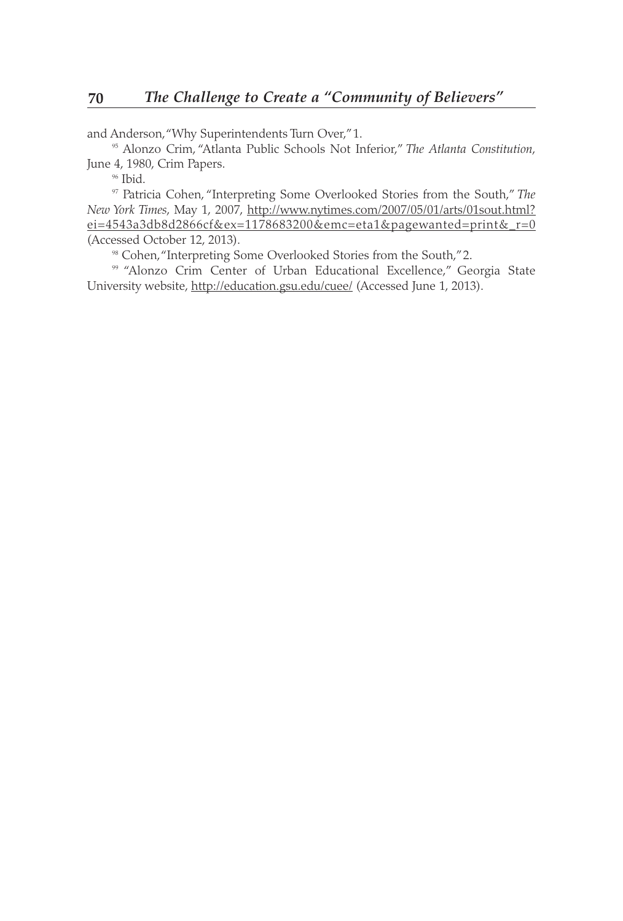and Anderson, "Why Superintendents Turn Over," 1.

[95] Alonzo Crim, "Atlanta Public Schools Not Inferior," *The Atlanta Constitution*, June 4, 1980, Crim Papers.

[96] Ibid.

[97] Patricia Cohen, "Interpreting Some Overlooked Stories from the South," *The New York Times*, May 1, 2007, http://www.nytimes.com/2007/05/01/arts/01sout.html?ei=4543a3db8d2866cf&ex=1178683200&emc=eta1&pagewanted=print&_r=0 (Accessed October 12, 2013).

[98] Cohen, "Interpreting Some Overlooked Stories from the South," 2.

[99] "Alonzo Crim Center of Urban Educational Excellence," Georgia State University website, http://education.gsu.edu/cuee/ (Accessed June 1, 2013).